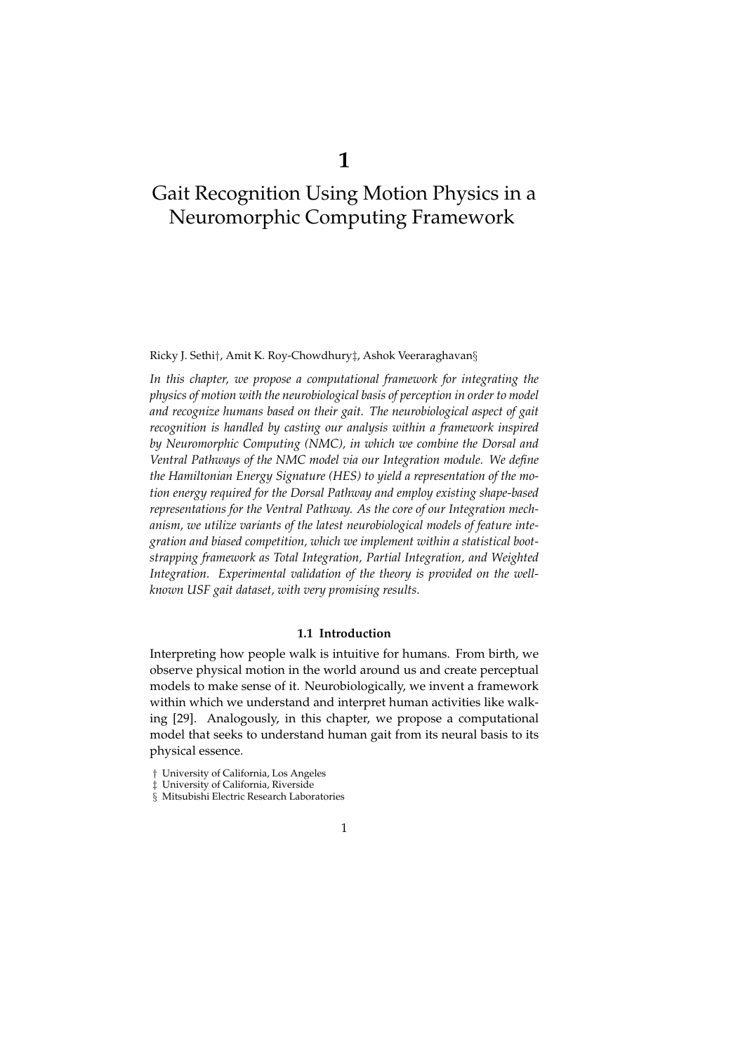# 1

# Gait Recognition Using Motion Physics in a Neuromorphic Computing Framework

Ricky J. Sethi†, Amit K. Roy-Chowdhury‡, Ashok Veeraraghavan§

*In this chapter, we propose a computational framework for integrating the physics of motion with the neurobiological basis of perception in order to model and recognize humans based on their gait. The neurobiological aspect of gait recognition is handled by casting our analysis within a framework inspired by Neuromorphic Computing (NMC), in which we combine the Dorsal and Ventral Pathways of the NMC model via our Integration module. We define the Hamiltonian Energy Signature (HES) to yield a representation of the motion energy required for the Dorsal Pathway and employ existing shape-based representations for the Ventral Pathway. As the core of our Integration mechanism, we utilize variants of the latest neurobiological models of feature integration and biased competition, which we implement within a statistical bootstrapping framework as Total Integration, Partial Integration, and Weighted Integration. Experimental validation of the theory is provided on the well-known USF gait dataset, with very promising results.*

## 1.1 Introduction

Interpreting how people walk is intuitive for humans. From birth, we observe physical motion in the world around us and create perceptual models to make sense of it. Neurobiologically, we invent a framework within which we understand and interpret human activities like walking [29]. Analogously, in this chapter, we propose a computational model that seeks to understand human gait from its neural basis to its physical essence.

† University of California, Los Angeles
‡ University of California, Riverside
§ Mitsubishi Electric Research Laboratories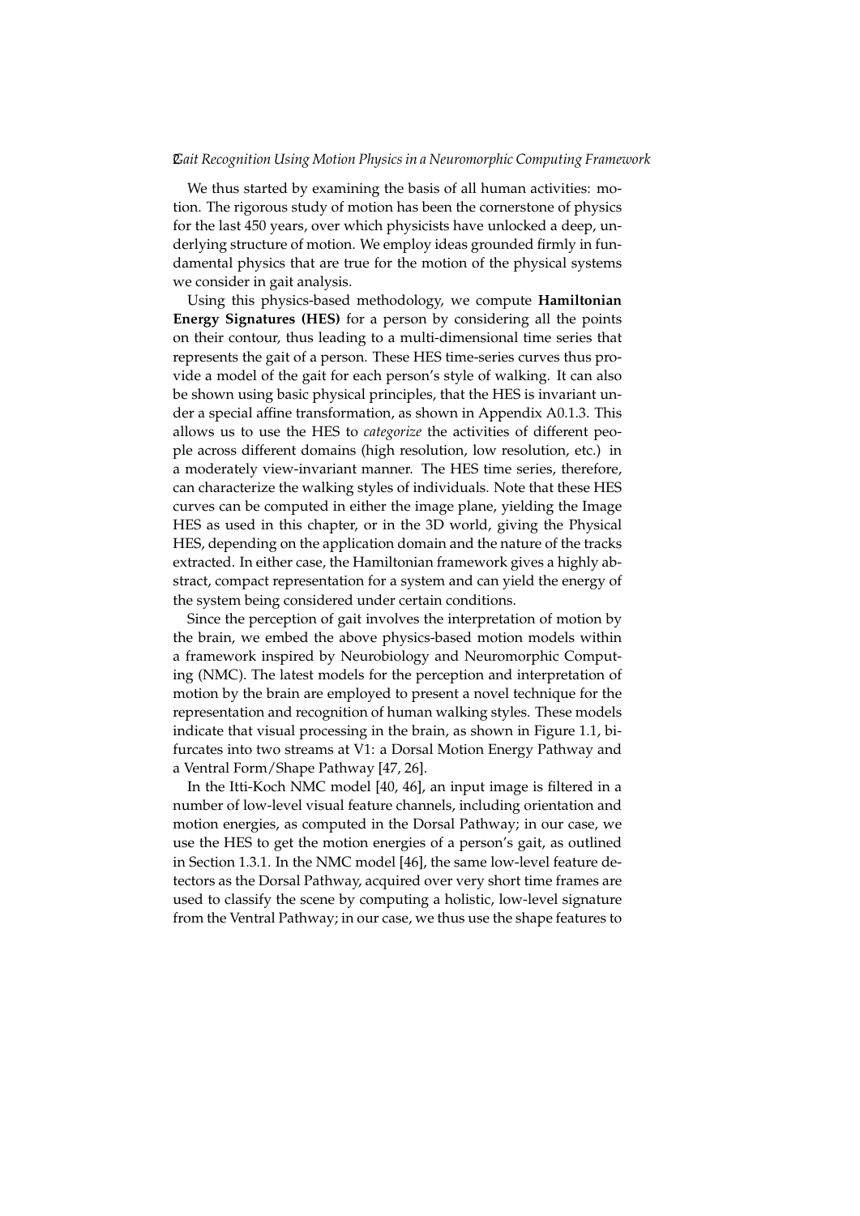We thus started by examining the basis of all human activities: motion. The rigorous study of motion has been the cornerstone of physics for the last 450 years, over which physicists have unlocked a deep, underlying structure of motion. We employ ideas grounded firmly in fundamental physics that are true for the motion of the physical systems we consider in gait analysis.

Using this physics-based methodology, we compute **Hamiltonian Energy Signatures (HES)** for a person by considering all the points on their contour, thus leading to a multi-dimensional time series that represents the gait of a person. These HES time-series curves thus provide a model of the gait for each person's style of walking. It can also be shown using basic physical principles, that the HES is invariant under a special affine transformation, as shown in Appendix A0.1.3. This allows us to use the HES to *categorize* the activities of different people across different domains (high resolution, low resolution, etc.) in a moderately view-invariant manner. The HES time series, therefore, can characterize the walking styles of individuals. Note that these HES curves can be computed in either the image plane, yielding the Image HES as used in this chapter, or in the 3D world, giving the Physical HES, depending on the application domain and the nature of the tracks extracted. In either case, the Hamiltonian framework gives a highly abstract, compact representation for a system and can yield the energy of the system being considered under certain conditions.

Since the perception of gait involves the interpretation of motion by the brain, we embed the above physics-based motion models within a framework inspired by Neurobiology and Neuromorphic Computing (NMC). The latest models for the perception and interpretation of motion by the brain are employed to present a novel technique for the representation and recognition of human walking styles. These models indicate that visual processing in the brain, as shown in Figure 1.1, bifurcates into two streams at V1: a Dorsal Motion Energy Pathway and a Ventral Form/Shape Pathway [47, 26].

In the Itti-Koch NMC model [40, 46], an input image is filtered in a number of low-level visual feature channels, including orientation and motion energies, as computed in the Dorsal Pathway; in our case, we use the HES to get the motion energies of a person's gait, as outlined in Section 1.3.1. In the NMC model [46], the same low-level feature detectors as the Dorsal Pathway, acquired over very short time frames are used to classify the scene by computing a holistic, low-level signature from the Ventral Pathway; in our case, we thus use the shape features to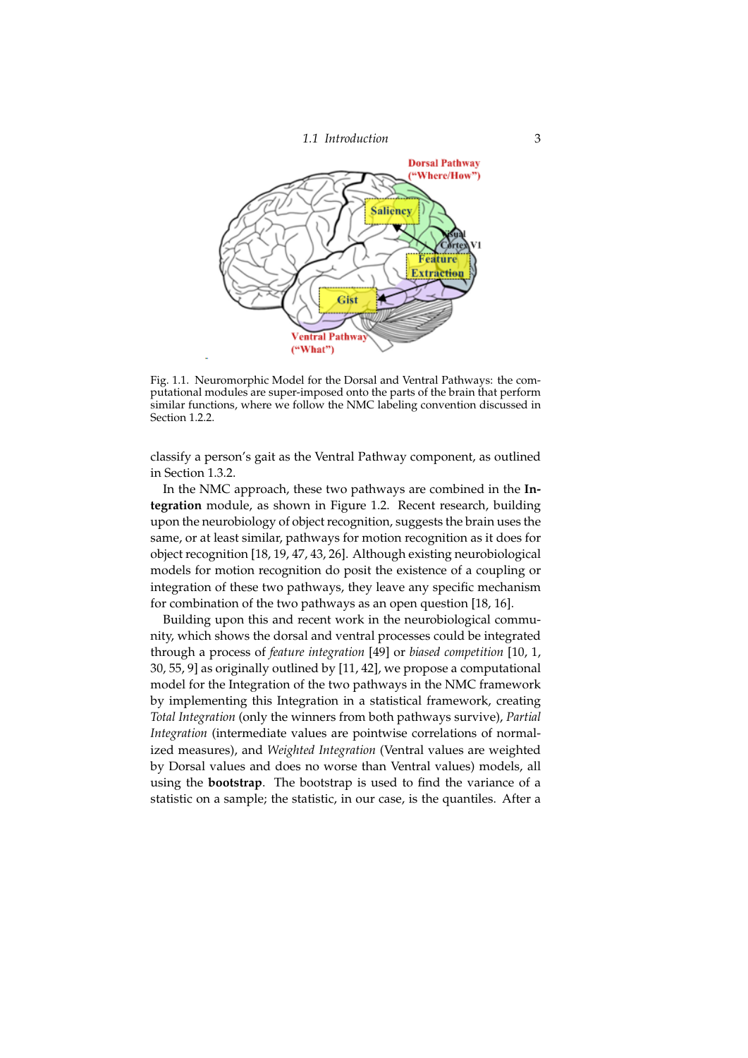Fig. 1.1. Neuromorphic Model for the Dorsal and Ventral Pathways: the computational modules are super-imposed onto the parts of the brain that perform similar functions, where we follow the NMC labeling convention discussed in Section 1.2.2.

classify a person's gait as the Ventral Pathway component, as outlined in Section 1.3.2.

In the NMC approach, these two pathways are combined in the **Integration** module, as shown in Figure 1.2. Recent research, building upon the neurobiology of object recognition, suggests the brain uses the same, or at least similar, pathways for motion recognition as it does for object recognition [18, 19, 47, 43, 26]. Although existing neurobiological models for motion recognition do posit the existence of a coupling or integration of these two pathways, they leave any specific mechanism for combination of the two pathways as an open question [18, 16].

Building upon this and recent work in the neurobiological community, which shows the dorsal and ventral processes could be integrated through a process of *feature integration* [49] or *biased competition* [10, 1, 30, 55, 9] as originally outlined by [11, 42], we propose a computational model for the Integration of the two pathways in the NMC framework by implementing this Integration in a statistical framework, creating *Total Integration* (only the winners from both pathways survive), *Partial Integration* (intermediate values are pointwise correlations of normalized measures), and *Weighted Integration* (Ventral values are weighted by Dorsal values and does no worse than Ventral values) models, all using the **bootstrap**. The bootstrap is used to find the variance of a statistic on a sample; the statistic, in our case, is the quantiles. After a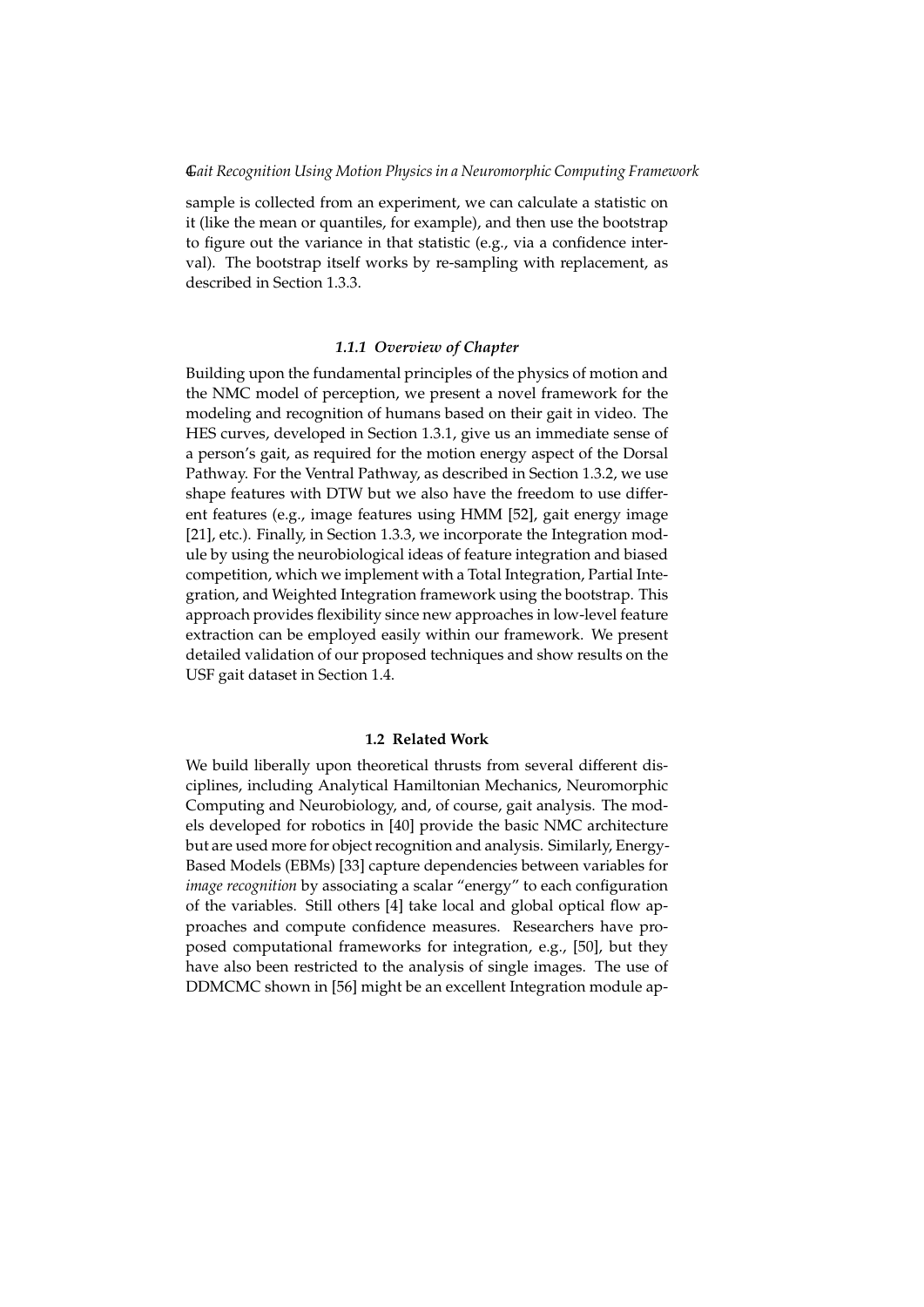sample is collected from an experiment, we can calculate a statistic on it (like the mean or quantiles, for example), and then use the bootstrap to figure out the variance in that statistic (e.g., via a confidence interval). The bootstrap itself works by re-sampling with replacement, as described in Section 1.3.3.

### *1.1.1 Overview of Chapter*

Building upon the fundamental principles of the physics of motion and the NMC model of perception, we present a novel framework for the modeling and recognition of humans based on their gait in video. The HES curves, developed in Section 1.3.1, give us an immediate sense of a person's gait, as required for the motion energy aspect of the Dorsal Pathway. For the Ventral Pathway, as described in Section 1.3.2, we use shape features with DTW but we also have the freedom to use different features (e.g., image features using HMM [52], gait energy image [21], etc.). Finally, in Section 1.3.3, we incorporate the Integration module by using the neurobiological ideas of feature integration and biased competition, which we implement with a Total Integration, Partial Integration, and Weighted Integration framework using the bootstrap. This approach provides flexibility since new approaches in low-level feature extraction can be employed easily within our framework. We present detailed validation of our proposed techniques and show results on the USF gait dataset in Section 1.4.

## 1.2 Related Work

We build liberally upon theoretical thrusts from several different disciplines, including Analytical Hamiltonian Mechanics, Neuromorphic Computing and Neurobiology, and, of course, gait analysis. The models developed for robotics in [40] provide the basic NMC architecture but are used more for object recognition and analysis. Similarly, Energy-Based Models (EBMs) [33] capture dependencies between variables for *image recognition* by associating a scalar "energy" to each configuration of the variables. Still others [4] take local and global optical flow approaches and compute confidence measures. Researchers have proposed computational frameworks for integration, e.g., [50], but they have also been restricted to the analysis of single images. The use of DDMCMC shown in [56] might be an excellent Integration module ap-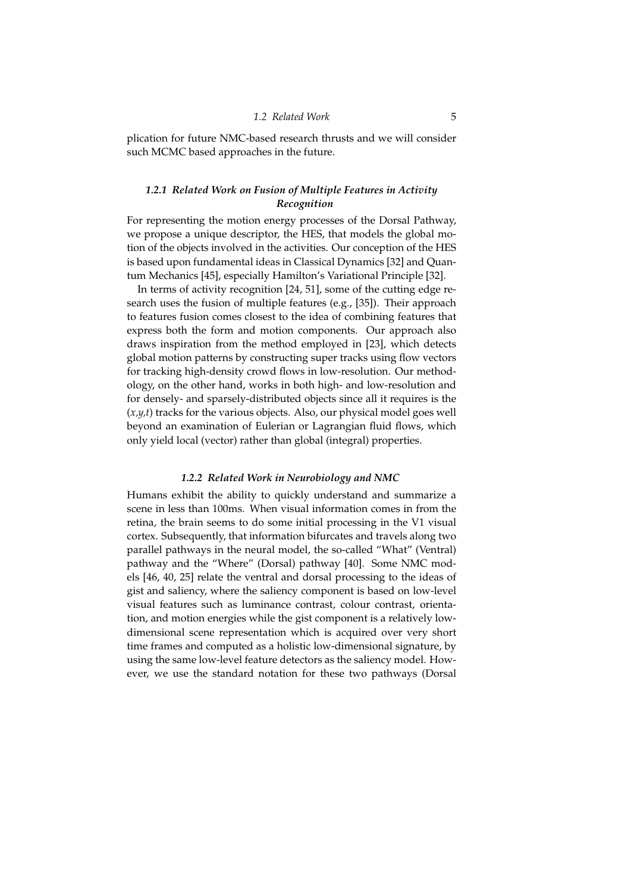plication for future NMC-based research thrusts and we will consider such MCMC based approaches in the future.

### 1.2.1 Related Work on Fusion of Multiple Features in Activity Recognition

For representing the motion energy processes of the Dorsal Pathway, we propose a unique descriptor, the HES, that models the global motion of the objects involved in the activities. Our conception of the HES is based upon fundamental ideas in Classical Dynamics [32] and Quantum Mechanics [45], especially Hamilton's Variational Principle [32].

In terms of activity recognition [24, 51], some of the cutting edge research uses the fusion of multiple features (e.g., [35]). Their approach to features fusion comes closest to the idea of combining features that express both the form and motion components. Our approach also draws inspiration from the method employed in [23], which detects global motion patterns by constructing super tracks using flow vectors for tracking high-density crowd flows in low-resolution. Our methodology, on the other hand, works in both high- and low-resolution and for densely- and sparsely-distributed objects since all it requires is the $(x,y,t)$ tracks for the various objects. Also, our physical model goes well beyond an examination of Eulerian or Lagrangian fluid flows, which only yield local (vector) rather than global (integral) properties.

### 1.2.2 Related Work in Neurobiology and NMC

Humans exhibit the ability to quickly understand and summarize a scene in less than 100ms. When visual information comes in from the retina, the brain seems to do some initial processing in the V1 visual cortex. Subsequently, that information bifurcates and travels along two parallel pathways in the neural model, the so-called "What" (Ventral) pathway and the "Where" (Dorsal) pathway [40]. Some NMC models [46, 40, 25] relate the ventral and dorsal processing to the ideas of gist and saliency, where the saliency component is based on low-level visual features such as luminance contrast, colour contrast, orientation, and motion energies while the gist component is a relatively low-dimensional scene representation which is acquired over very short time frames and computed as a holistic low-dimensional signature, by using the same low-level feature detectors as the saliency model. However, we use the standard notation for these two pathways (Dorsal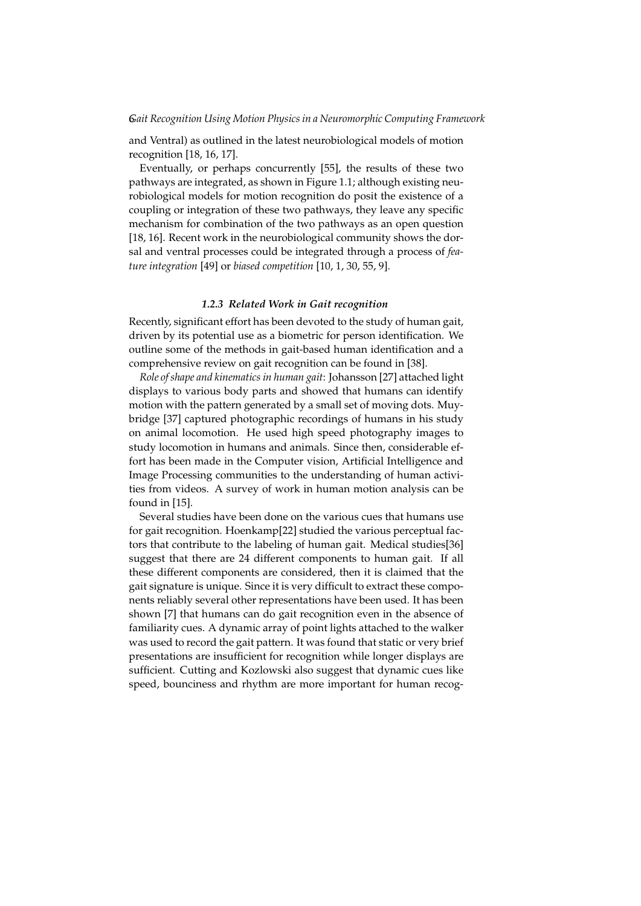and Ventral) as outlined in the latest neurobiological models of motion recognition [18, 16, 17].

Eventually, or perhaps concurrently [55], the results of these two pathways are integrated, as shown in Figure 1.1; although existing neurobiological models for motion recognition do posit the existence of a coupling or integration of these two pathways, they leave any specific mechanism for combination of the two pathways as an open question [18, 16]. Recent work in the neurobiological community shows the dorsal and ventral processes could be integrated through a process of *feature integration* [49] or *biased competition* [10, 1, 30, 55, 9].

### 1.2.3 Related Work in Gait recognition

Recently, significant effort has been devoted to the study of human gait, driven by its potential use as a biometric for person identification. We outline some of the methods in gait-based human identification and a comprehensive review on gait recognition can be found in [38].

*Role of shape and kinematics in human gait*: Johansson [27] attached light displays to various body parts and showed that humans can identify motion with the pattern generated by a small set of moving dots. Muybridge [37] captured photographic recordings of humans in his study on animal locomotion. He used high speed photography images to study locomotion in humans and animals. Since then, considerable effort has been made in the Computer vision, Artificial Intelligence and Image Processing communities to the understanding of human activities from videos. A survey of work in human motion analysis can be found in [15].

Several studies have been done on the various cues that humans use for gait recognition. Hoenkamp[22] studied the various perceptual factors that contribute to the labeling of human gait. Medical studies[36] suggest that there are 24 different components to human gait. If all these different components are considered, then it is claimed that the gait signature is unique. Since it is very difficult to extract these components reliably several other representations have been used. It has been shown [7] that humans can do gait recognition even in the absence of familiarity cues. A dynamic array of point lights attached to the walker was used to record the gait pattern. It was found that static or very brief presentations are insufficient for recognition while longer displays are sufficient. Cutting and Kozlowski also suggest that dynamic cues like speed, bounciness and rhythm are more important for human recog-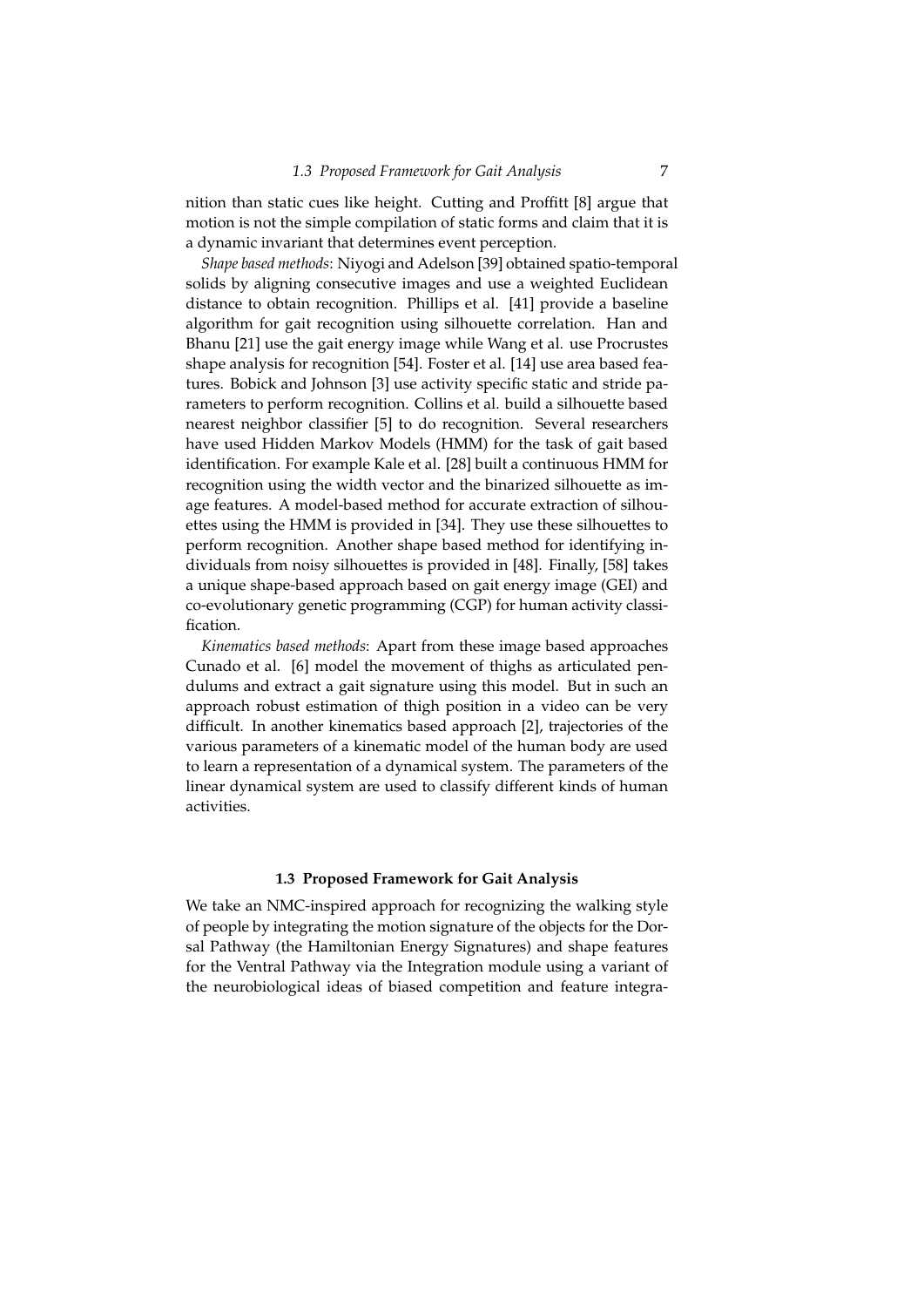nition than static cues like height. Cutting and Proffitt [8] argue that motion is not the simple compilation of static forms and claim that it is a dynamic invariant that determines event perception.

*Shape based methods*: Niyogi and Adelson [39] obtained spatio-temporal solids by aligning consecutive images and use a weighted Euclidean distance to obtain recognition. Phillips et al. [41] provide a baseline algorithm for gait recognition using silhouette correlation. Han and Bhanu [21] use the gait energy image while Wang et al. use Procrustes shape analysis for recognition [54]. Foster et al. [14] use area based features. Bobick and Johnson [3] use activity specific static and stride parameters to perform recognition. Collins et al. build a silhouette based nearest neighbor classifier [5] to do recognition. Several researchers have used Hidden Markov Models (HMM) for the task of gait based identification. For example Kale et al. [28] built a continuous HMM for recognition using the width vector and the binarized silhouette as image features. A model-based method for accurate extraction of silhouettes using the HMM is provided in [34]. They use these silhouettes to perform recognition. Another shape based method for identifying individuals from noisy silhouettes is provided in [48]. Finally, [58] takes a unique shape-based approach based on gait energy image (GEI) and co-evolutionary genetic programming (CGP) for human activity classification.

*Kinematics based methods*: Apart from these image based approaches Cunado et al. [6] model the movement of thighs as articulated pendulums and extract a gait signature using this model. But in such an approach robust estimation of thigh position in a video can be very difficult. In another kinematics based approach [2], trajectories of the various parameters of a kinematic model of the human body are used to learn a representation of a dynamical system. The parameters of the linear dynamical system are used to classify different kinds of human activities.

### 1.3 Proposed Framework for Gait Analysis

We take an NMC-inspired approach for recognizing the walking style of people by integrating the motion signature of the objects for the Dorsal Pathway (the Hamiltonian Energy Signatures) and shape features for the Ventral Pathway via the Integration module using a variant of the neurobiological ideas of biased competition and feature integra-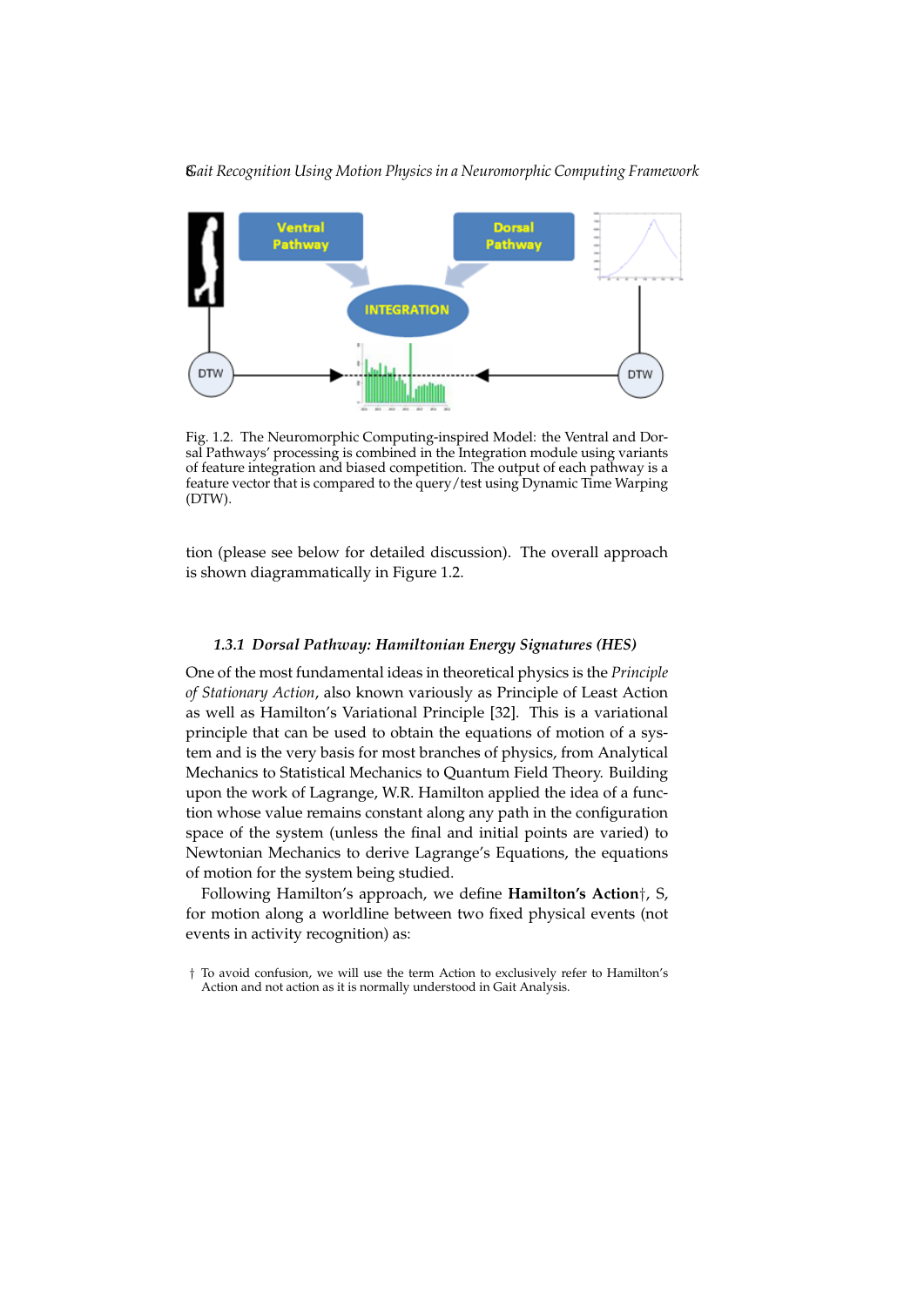Fig. 1.2. The Neuromorphic Computing-inspired Model: the Ventral and Dorsal Pathways' processing is combined in the Integration module using variants of feature integration and biased competition. The output of each pathway is a feature vector that is compared to the query/test using Dynamic Time Warping (DTW).

tion (please see below for detailed discussion). The overall approach is shown diagrammatically in Figure 1.2.

### 1.3.1 Dorsal Pathway: Hamiltonian Energy Signatures (HES)

One of the most fundamental ideas in theoretical physics is the *Principle of Stationary Action*, also known variously as Principle of Least Action as well as Hamilton's Variational Principle [32]. This is a variational principle that can be used to obtain the equations of motion of a system and is the very basis for most branches of physics, from Analytical Mechanics to Statistical Mechanics to Quantum Field Theory. Building upon the work of Lagrange, W.R. Hamilton applied the idea of a function whose value remains constant along any path in the configuration space of the system (unless the final and initial points are varied) to Newtonian Mechanics to derive Lagrange's Equations, the equations of motion for the system being studied.

Following Hamilton's approach, we define **Hamilton's Action**†, S, for motion along a worldline between two fixed physical events (not events in activity recognition) as:

† To avoid confusion, we will use the term Action to exclusively refer to Hamilton's Action and not action as it is normally understood in Gait Analysis.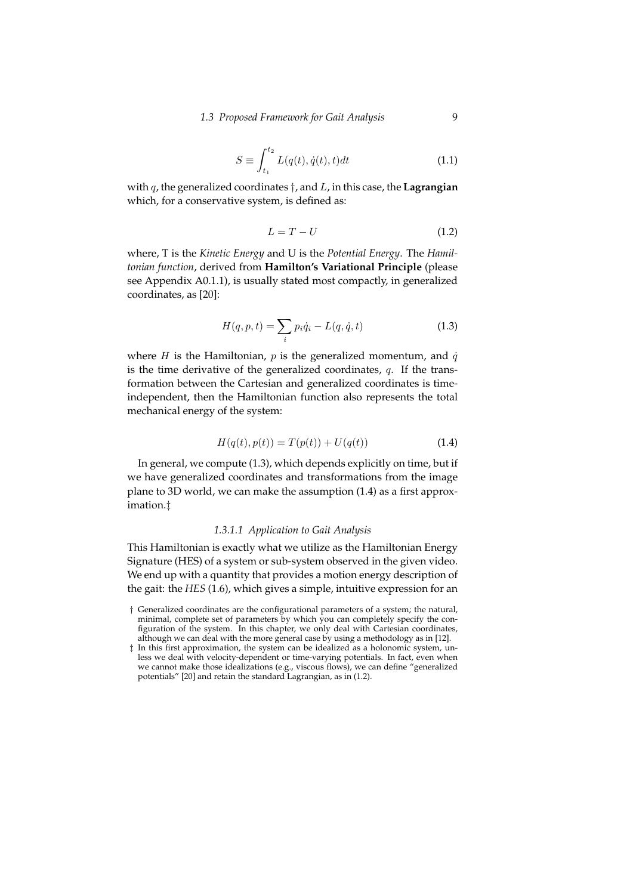$$S \equiv \int_{t_1}^{t_2} L(q(t), \dot{q}(t), t) dt \tag{1.1}$$

with $q$, the generalized coordinates †, and $L$, in this case, the **Lagrangian** which, for a conservative system, is defined as:

$$L = T - U \tag{1.2}$$

where, T is the *Kinetic Energy* and U is the *Potential Energy*. The *Hamiltonian function*, derived from **Hamilton's Variational Principle** (please see Appendix A0.1.1), is usually stated most compactly, in generalized coordinates, as [20]:

$$H(q, p, t) = \sum_i p_i \dot{q}_i - L(q, \dot{q}, t) \tag{1.3}$$

where $H$ is the Hamiltonian, $p$ is the generalized momentum, and $\dot{q}$ is the time derivative of the generalized coordinates, $q$. If the transformation between the Cartesian and generalized coordinates is time-independent, then the Hamiltonian function also represents the total mechanical energy of the system:

$$H(q(t), p(t)) = T(p(t)) + U(q(t)) \tag{1.4}$$

In general, we compute (1.3), which depends explicitly on time, but if we have generalized coordinates and transformations from the image plane to 3D world, we can make the assumption (1.4) as a first approximation.‡

#### *1.3.1.1 Application to Gait Analysis*

This Hamiltonian is exactly what we utilize as the Hamiltonian Energy Signature (HES) of a system or sub-system observed in the given video. We end up with a quantity that provides a motion energy description of the gait: the *HES* (1.6), which gives a simple, intuitive expression for an

† Generalized coordinates are the configurational parameters of a system; the natural, minimal, complete set of parameters by which you can completely specify the configuration of the system. In this chapter, we only deal with Cartesian coordinates, although we can deal with the more general case by using a methodology as in [12].

‡ In this first approximation, the system can be idealized as a holonomic system, unless we deal with velocity-dependent or time-varying potentials. In fact, even when we cannot make those idealizations (e.g., viscous flows), we can define "generalized potentials" [20] and retain the standard Lagrangian, as in (1.2).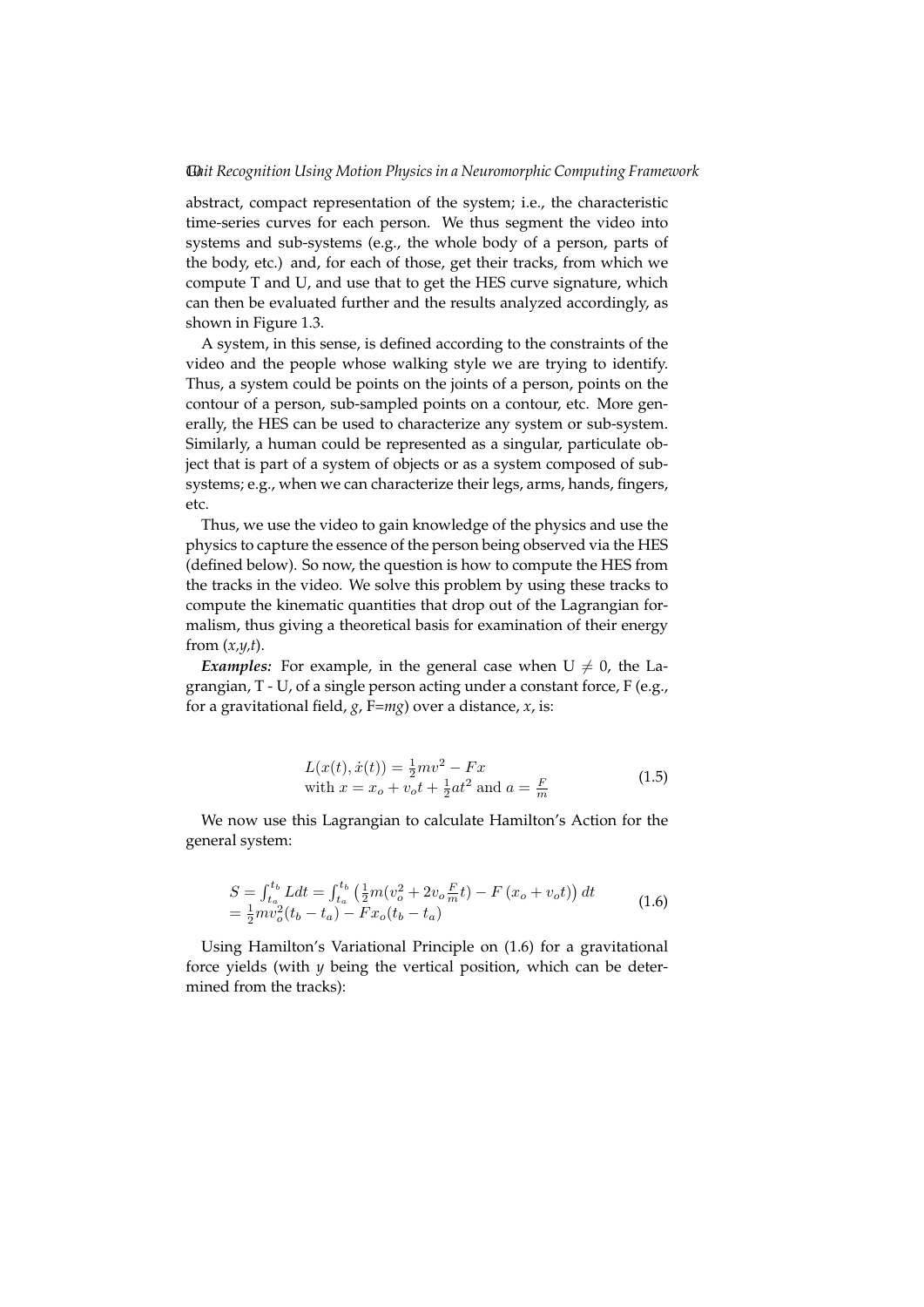abstract, compact representation of the system; i.e., the characteristic time-series curves for each person. We thus segment the video into systems and sub-systems (e.g., the whole body of a person, parts of the body, etc.) and, for each of those, get their tracks, from which we compute T and U, and use that to get the HES curve signature, which can then be evaluated further and the results analyzed accordingly, as shown in Figure 1.3.

A system, in this sense, is defined according to the constraints of the video and the people whose walking style we are trying to identify. Thus, a system could be points on the joints of a person, points on the contour of a person, sub-sampled points on a contour, etc. More generally, the HES can be used to characterize any system or sub-system. Similarly, a human could be represented as a singular, particulate object that is part of a system of objects or as a system composed of sub-systems; e.g., when we can characterize their legs, arms, hands, fingers, etc.

Thus, we use the video to gain knowledge of the physics and use the physics to capture the essence of the person being observed via the HES (defined below). So now, the question is how to compute the HES from the tracks in the video. We solve this problem by using these tracks to compute the kinematic quantities that drop out of the Lagrangian formalism, thus giving a theoretical basis for examination of their energy from (*x*,*y*,*t*).

***Examples:*** For example, in the general case when $U \neq 0$, the Lagrangian, T - U, of a single person acting under a constant force, F (e.g., for a gravitational field, *g*, F=*mg*) over a distance, *x*, is:

$$
\begin{array}{l}
L(x(t), \dot{x}(t)) = \frac{1}{2}mv^2 - Fx \\
\text{with } x = x_o + v_o t + \frac{1}{2}at^2 \text{ and } a = \frac{F}{m}
\end{array}
\tag{1.5}
$$

We now use this Lagrangian to calculate Hamilton's Action for the general system:

$$
\begin{array}{l}
S = \int_{t_a}^{t_b} L dt = \int_{t_a}^{t_b} \left( \frac{1}{2}m(v_o^2 + 2v_o \frac{F}{m} t) - F\left(x_o + v_o t\right) \right) dt \\
= \frac{1}{2}mv_o^2(t_b - t_a) - Fx_o(t_b - t_a)
\end{array}
\tag{1.6}
$$

Using Hamilton's Variational Principle on (1.6) for a gravitational force yields (with *y* being the vertical position, which can be determined from the tracks):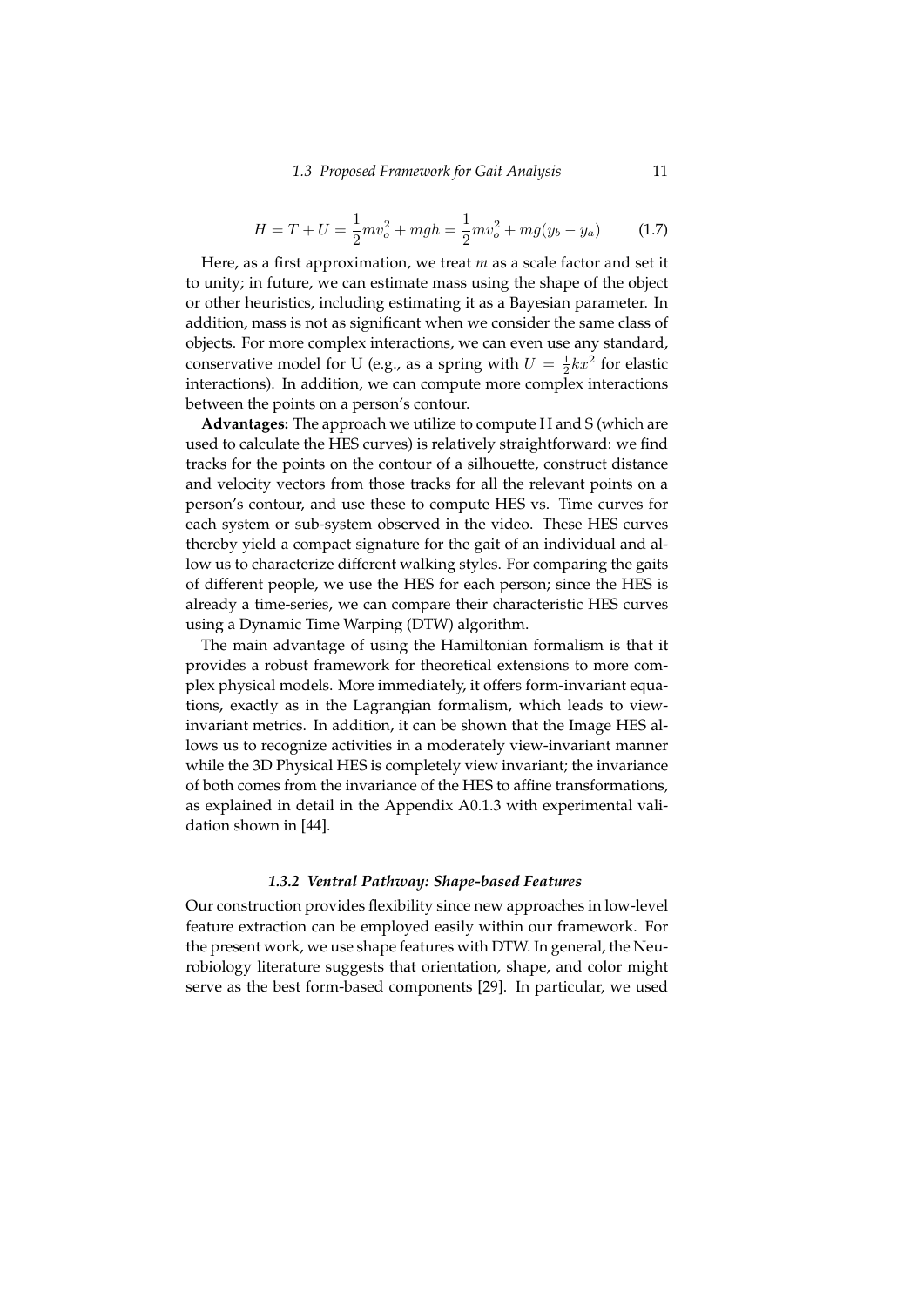$$H = T + U = \frac{1}{2}mv_o^2 + mgh = \frac{1}{2}mv_o^2 + mg(y_b - y_a) \tag{1.7}$$

Here, as a first approximation, we treat *m* as a scale factor and set it to unity; in future, we can estimate mass using the shape of the object or other heuristics, including estimating it as a Bayesian parameter. In addition, mass is not as significant when we consider the same class of objects. For more complex interactions, we can even use any standard, conservative model for U (e.g., as a spring with $U = \frac{1}{2}kx^2$ for elastic interactions). In addition, we can compute more complex interactions between the points on a person's contour.

**Advantages:** The approach we utilize to compute H and S (which are used to calculate the HES curves) is relatively straightforward: we find tracks for the points on the contour of a silhouette, construct distance and velocity vectors from those tracks for all the relevant points on a person's contour, and use these to compute HES vs. Time curves for each system or sub-system observed in the video. These HES curves thereby yield a compact signature for the gait of an individual and allow us to characterize different walking styles. For comparing the gaits of different people, we use the HES for each person; since the HES is already a time-series, we can compare their characteristic HES curves using a Dynamic Time Warping (DTW) algorithm.

The main advantage of using the Hamiltonian formalism is that it provides a robust framework for theoretical extensions to more complex physical models. More immediately, it offers form-invariant equations, exactly as in the Lagrangian formalism, which leads to view-invariant metrics. In addition, it can be shown that the Image HES allows us to recognize activities in a moderately view-invariant manner while the 3D Physical HES is completely view invariant; the invariance of both comes from the invariance of the HES to affine transformations, as explained in detail in the Appendix A0.1.3 with experimental validation shown in [44].

### *1.3.2 Ventral Pathway: Shape-based Features*

Our construction provides flexibility since new approaches in low-level feature extraction can be employed easily within our framework. For the present work, we use shape features with DTW. In general, the Neurobiology literature suggests that orientation, shape, and color might serve as the best form-based components [29]. In particular, we used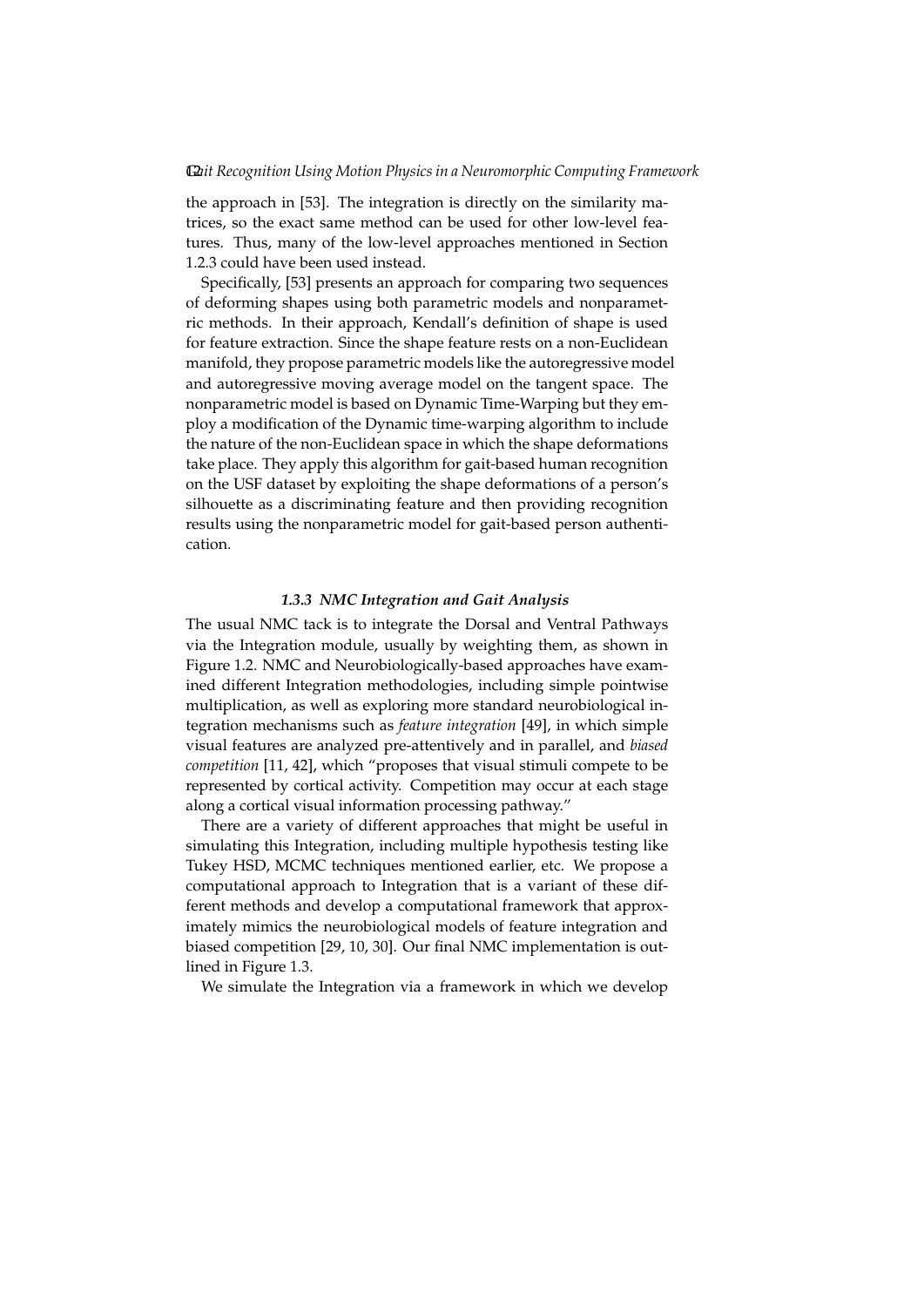the approach in [53]. The integration is directly on the similarity matrices, so the exact same method can be used for other low-level features. Thus, many of the low-level approaches mentioned in Section 1.2.3 could have been used instead.

Specifically, [53] presents an approach for comparing two sequences of deforming shapes using both parametric models and nonparametric methods. In their approach, Kendall's definition of shape is used for feature extraction. Since the shape feature rests on a non-Euclidean manifold, they propose parametric models like the autoregressive model and autoregressive moving average model on the tangent space. The nonparametric model is based on Dynamic Time-Warping but they employ a modification of the Dynamic time-warping algorithm to include the nature of the non-Euclidean space in which the shape deformations take place. They apply this algorithm for gait-based human recognition on the USF dataset by exploiting the shape deformations of a person's silhouette as a discriminating feature and then providing recognition results using the nonparametric model for gait-based person authentication.

### *1.3.3 NMC Integration and Gait Analysis*

The usual NMC tack is to integrate the Dorsal and Ventral Pathways via the Integration module, usually by weighting them, as shown in Figure 1.2. NMC and Neurobiologically-based approaches have examined different Integration methodologies, including simple pointwise multiplication, as well as exploring more standard neurobiological integration mechanisms such as *feature integration* [49], in which simple visual features are analyzed pre-attentively and in parallel, and *biased competition* [11, 42], which "proposes that visual stimuli compete to be represented by cortical activity. Competition may occur at each stage along a cortical visual information processing pathway."

There are a variety of different approaches that might be useful in simulating this Integration, including multiple hypothesis testing like Tukey HSD, MCMC techniques mentioned earlier, etc. We propose a computational approach to Integration that is a variant of these different methods and develop a computational framework that approximately mimics the neurobiological models of feature integration and biased competition [29, 10, 30]. Our final NMC implementation is outlined in Figure 1.3.

We simulate the Integration via a framework in which we develop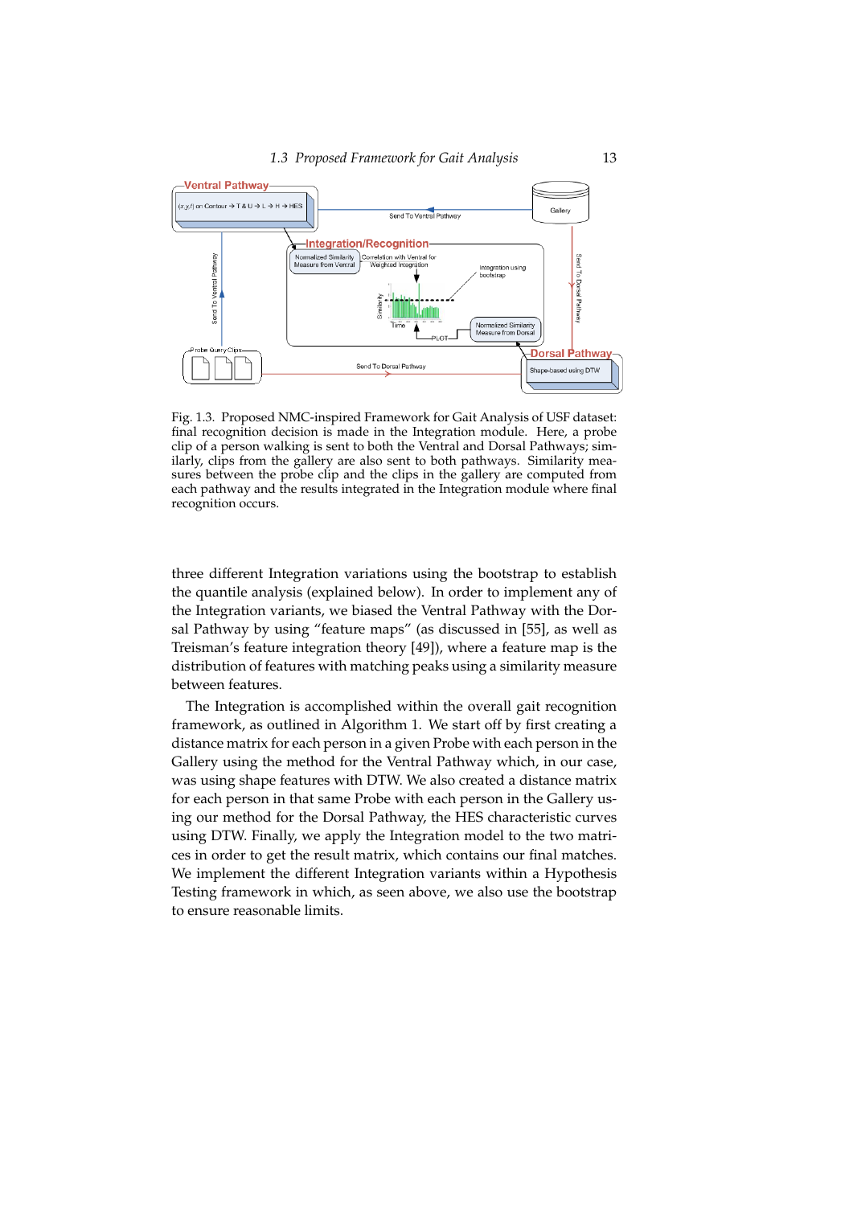Fig. 1.3. Proposed NMC-inspired Framework for Gait Analysis of USF dataset: final recognition decision is made in the Integration module. Here, a probe clip of a person walking is sent to both the Ventral and Dorsal Pathways; similarly, clips from the gallery are also sent to both pathways. Similarity measures between the probe clip and the clips in the gallery are computed from each pathway and the results integrated in the Integration module where final recognition occurs.

three different Integration variations using the bootstrap to establish the quantile analysis (explained below). In order to implement any of the Integration variants, we biased the Ventral Pathway with the Dorsal Pathway by using "feature maps" (as discussed in [55], as well as Treisman's feature integration theory [49]), where a feature map is the distribution of features with matching peaks using a similarity measure between features.

The Integration is accomplished within the overall gait recognition framework, as outlined in Algorithm 1. We start off by first creating a distance matrix for each person in a given Probe with each person in the Gallery using the method for the Ventral Pathway which, in our case, was using shape features with DTW. We also created a distance matrix for each person in that same Probe with each person in the Gallery using our method for the Dorsal Pathway, the HES characteristic curves using DTW. Finally, we apply the Integration model to the two matrices in order to get the result matrix, which contains our final matches. We implement the different Integration variants within a Hypothesis Testing framework in which, as seen above, we also use the bootstrap to ensure reasonable limits.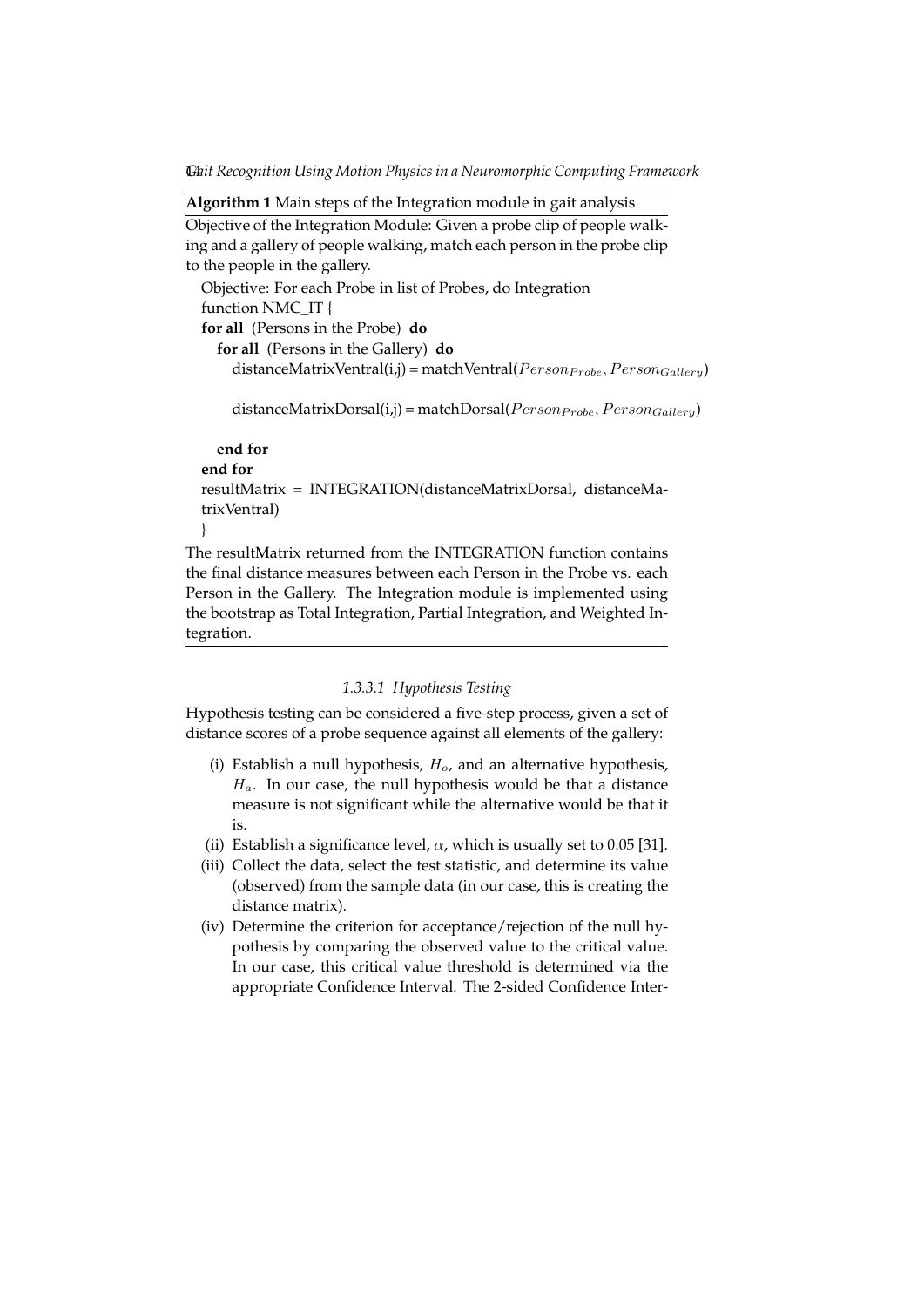**Algorithm 1** Main steps of the Integration module in gait analysis

Objective of the Integration Module: Given a probe clip of people walking and a gallery of people walking, match each person in the probe clip to the people in the gallery.

```
Objective: For each Probe in list of Probes, do Integration
function NMC_IT {
for all (Persons in the Probe) do
    for all (Persons in the Gallery) do
        distanceMatrixVentral(i,j) = matchVentral(Person_Probe, Person_Gallery)

        distanceMatrixDorsal(i,j) = matchDorsal(Person_Probe, Person_Gallery)

    end for
end for
resultMatrix = INTEGRATION(distanceMatrixDorsal, distanceMatrixVentral)
}
```

The resultMatrix returned from the INTEGRATION function contains the final distance measures between each Person in the Probe vs. each Person in the Gallery. The Integration module is implemented using the bootstrap as Total Integration, Partial Integration, and Weighted Integration.

#### *1.3.3.1 Hypothesis Testing*

Hypothesis testing can be considered a five-step process, given a set of distance scores of a probe sequence against all elements of the gallery:

- (i) Establish a null hypothesis, $H_o$, and an alternative hypothesis, $H_a$. In our case, the null hypothesis would be that a distance measure is not significant while the alternative would be that it is.
- (ii) Establish a significance level, $\alpha$, which is usually set to 0.05 [31].
- (iii) Collect the data, select the test statistic, and determine its value (observed) from the sample data (in our case, this is creating the distance matrix).
- (iv) Determine the criterion for acceptance/rejection of the null hypothesis by comparing the observed value to the critical value. In our case, this critical value threshold is determined via the appropriate Confidence Interval. The 2-sided Confidence Inter-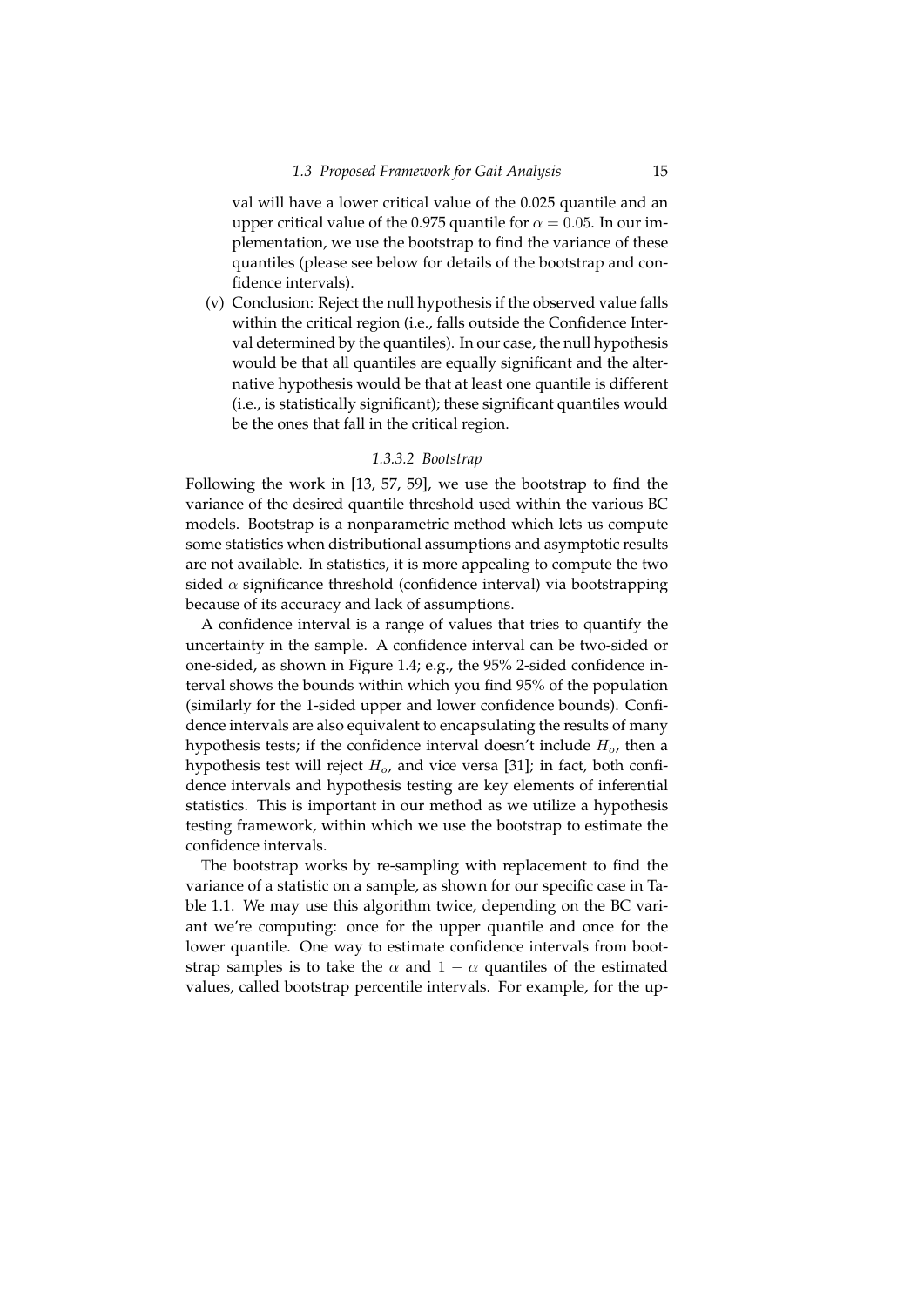val will have a lower critical value of the 0.025 quantile and an upper critical value of the 0.975 quantile for $\alpha = 0.05$. In our implementation, we use the bootstrap to find the variance of these quantiles (please see below for details of the bootstrap and confidence intervals).

(v) Conclusion: Reject the null hypothesis if the observed value falls within the critical region (i.e., falls outside the Confidence Interval determined by the quantiles). In our case, the null hypothesis would be that all quantiles are equally significant and the alternative hypothesis would be that at least one quantile is different (i.e., is statistically significant); these significant quantiles would be the ones that fall in the critical region.

#### *1.3.3.2 Bootstrap*

Following the work in [13, 57, 59], we use the bootstrap to find the variance of the desired quantile threshold used within the various BC models. Bootstrap is a nonparametric method which lets us compute some statistics when distributional assumptions and asymptotic results are not available. In statistics, it is more appealing to compute the two sided $\alpha$ significance threshold (confidence interval) via bootstrapping because of its accuracy and lack of assumptions.

A confidence interval is a range of values that tries to quantify the uncertainty in the sample. A confidence interval can be two-sided or one-sided, as shown in Figure 1.4; e.g., the 95% 2-sided confidence interval shows the bounds within which you find 95% of the population (similarly for the 1-sided upper and lower confidence bounds). Confidence intervals are also equivalent to encapsulating the results of many hypothesis tests; if the confidence interval doesn't include $H_o$, then a hypothesis test will reject $H_o$, and vice versa [31]; in fact, both confidence intervals and hypothesis testing are key elements of inferential statistics. This is important in our method as we utilize a hypothesis testing framework, within which we use the bootstrap to estimate the confidence intervals.

The bootstrap works by re-sampling with replacement to find the variance of a statistic on a sample, as shown for our specific case in Table 1.1. We may use this algorithm twice, depending on the BC variant we're computing: once for the upper quantile and once for the lower quantile. One way to estimate confidence intervals from bootstrap samples is to take the $\alpha$ and $1 - \alpha$ quantiles of the estimated values, called bootstrap percentile intervals. For example, for the up-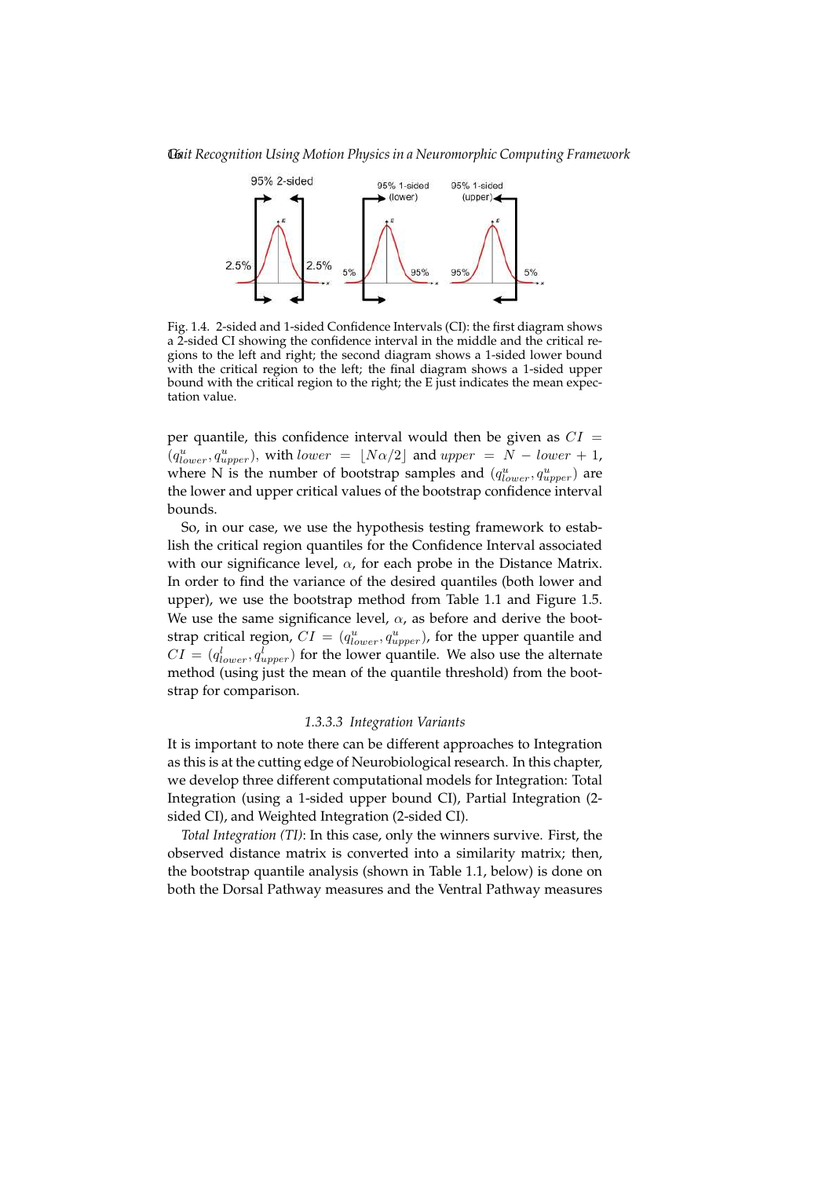Fig. 1.4. 2-sided and 1-sided Confidence Intervals (CI): the first diagram shows a 2-sided CI showing the confidence interval in the middle and the critical regions to the left and right; the second diagram shows a 1-sided lower bound with the critical region to the left; the final diagram shows a 1-sided upper bound with the critical region to the right; the E just indicates the mean expectation value.

per quantile, this confidence interval would then be given as $CI = (q^u_{lower}, q^u_{upper})$, with $lower = \lfloor N\alpha/2 \rfloor$ and $upper = N - lower + 1$, where N is the number of bootstrap samples and $(q^u_{lower}, q^u_{upper})$ are the lower and upper critical values of the bootstrap confidence interval bounds.

So, in our case, we use the hypothesis testing framework to establish the critical region quantiles for the Confidence Interval associated with our significance level, $\alpha$, for each probe in the Distance Matrix. In order to find the variance of the desired quantiles (both lower and upper), we use the bootstrap method from Table 1.1 and Figure 1.5. We use the same significance level, $\alpha$, as before and derive the bootstrap critical region, $CI = (q^u_{lower}, q^u_{upper})$, for the upper quantile and $CI = (q^l_{lower}, q^l_{upper})$ for the lower quantile. We also use the alternate method (using just the mean of the quantile threshold) from the bootstrap for comparison.

### 1.3.3.3 Integration Variants

It is important to note there can be different approaches to Integration as this is at the cutting edge of Neurobiological research. In this chapter, we develop three different computational models for Integration: Total Integration (using a 1-sided upper bound CI), Partial Integration (2-sided CI), and Weighted Integration (2-sided CI).

*Total Integration (TI)*: In this case, only the winners survive. First, the observed distance matrix is converted into a similarity matrix; then, the bootstrap quantile analysis (shown in Table 1.1, below) is done on both the Dorsal Pathway measures and the Ventral Pathway measures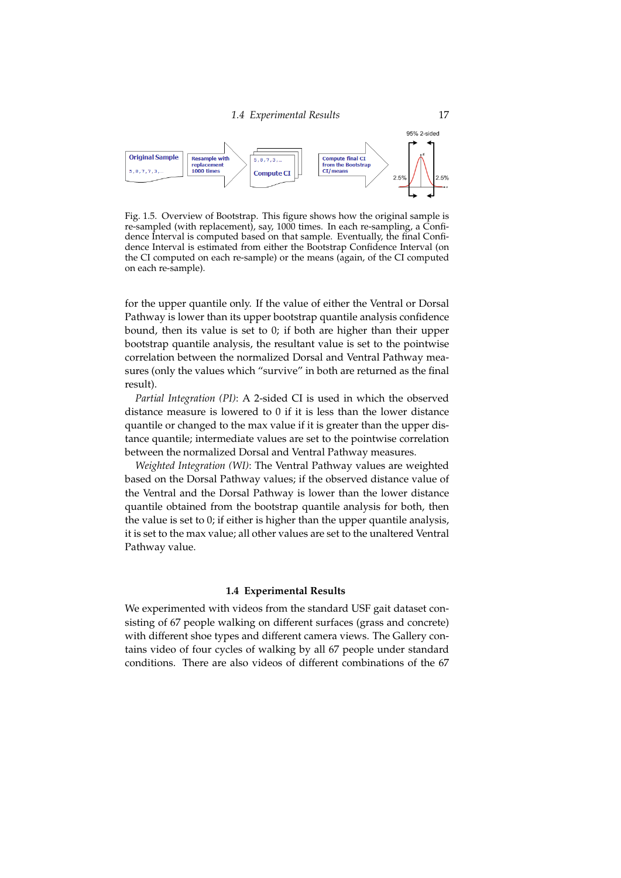Fig. 1.5. Overview of Bootstrap. This figure shows how the original sample is re-sampled (with replacement), say, 1000 times. In each re-sampling, a Confidence Interval is computed based on that sample. Eventually, the final Confidence Interval is estimated from either the Bootstrap Confidence Interval (on the CI computed on each re-sample) or the means (again, of the CI computed on each re-sample).

for the upper quantile only. If the value of either the Ventral or Dorsal Pathway is lower than its upper bootstrap quantile analysis confidence bound, then its value is set to 0; if both are higher than their upper bootstrap quantile analysis, the resultant value is set to the pointwise correlation between the normalized Dorsal and Ventral Pathway measures (only the values which "survive" in both are returned as the final result).

*Partial Integration (PI)*: A 2-sided CI is used in which the observed distance measure is lowered to 0 if it is less than the lower distance quantile or changed to the max value if it is greater than the upper distance quantile; intermediate values are set to the pointwise correlation between the normalized Dorsal and Ventral Pathway measures.

*Weighted Integration (WI)*: The Ventral Pathway values are weighted based on the Dorsal Pathway values; if the observed distance value of the Ventral and the Dorsal Pathway is lower than the lower distance quantile obtained from the bootstrap quantile analysis for both, then the value is set to 0; if either is higher than the upper quantile analysis, it is set to the max value; all other values are set to the unaltered Ventral Pathway value.

## 1.4 Experimental Results

We experimented with videos from the standard USF gait dataset consisting of 67 people walking on different surfaces (grass and concrete) with different shoe types and different camera views. The Gallery contains video of four cycles of walking by all 67 people under standard conditions. There are also videos of different combinations of the 67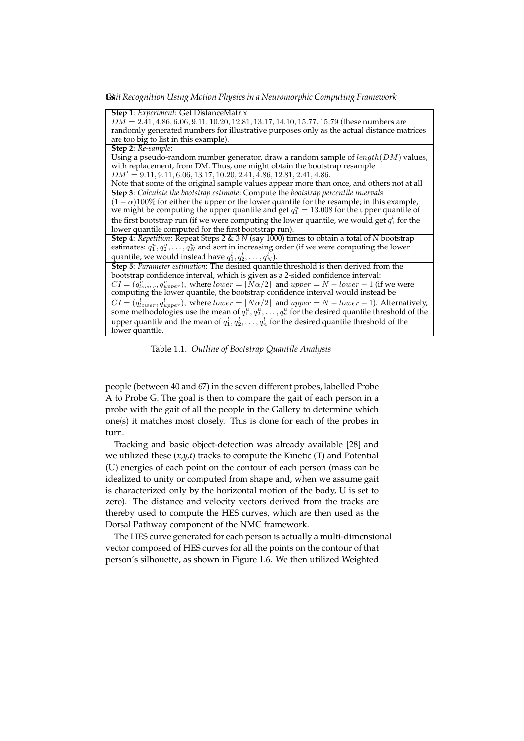| **Step 1**: *Experiment*: Get DistanceMatrix $DM = 2.41, 4.86, 6.06, 9.11, 10.20, 12.81, 13.17, 14.10, 15.77, 15.79$ (these numbers are randomly generated numbers for illustrative purposes only as the actual distance matrices are too big to list in this example). |
|---|
| **Step 2**: *Re-sample*: Using a pseudo-random number generator, draw a random sample of $length(DM)$ values, with replacement, from DM. Thus, one might obtain the bootstrap resample $DM' = 9.11, 9.11, 6.06, 13.17, 10.20, 2.41, 4.86, 12.81, 2.41, 4.86$. Note that some of the original sample values appear more than once, and others not at all |
| **Step 3**: *Calculate the bootstrap estimate*: Compute the *bootstrap percentile intervals* $(1-\alpha)100\%$ for either the upper or the lower quantile for the resample; in this example, we might be computing the upper quantile and get $q_1^u = 13.008$ for the upper quantile of the first bootstrap run (if we were computing the lower quantile, we would get $q_1^l$ for the lower quantile computed for the first bootstrap run). |
| **Step 4**: *Repetition*: Repeat Steps 2 & 3 $N$ (say 1000) times to obtain a total of $N$ bootstrap estimates: $q_1^u, q_2^u, \ldots, q_N^u$ and sort in increasing order (if we were computing the lower quantile, we would instead have $q_1^l, q_2^l, \ldots, q_N^l$). |
| **Step 5**: *Parameter estimation*: The desired quantile threshold is then derived from the bootstrap confidence interval, which is given as a 2-sided confidence interval: $CI = (q_{lower}^u, q_{upper}^u)$, where $lower = \lfloor N\alpha/2 \rfloor$ and $upper = N - lower + 1$ (if we were computing the lower quantile, the bootstrap confidence interval would instead be $CI = (q_{lower}^l, q_{upper}^l)$, where $lower = \lfloor N\alpha/2 \rfloor$ and $upper = N - lower + 1$). Alternatively, some methodologies use the mean of $q_1^u, q_2^u, \ldots, q_n^u$ for the desired quantile threshold of the upper quantile and the mean of $q_1^l, q_2^l, \ldots, q_n^l$ for the desired quantile threshold of the lower quantile. |

Table 1.1. *Outline of Bootstrap Quantile Analysis*

people (between 40 and 67) in the seven different probes, labelled Probe A to Probe G. The goal is then to compare the gait of each person in a probe with the gait of all the people in the Gallery to determine which one(s) it matches most closely. This is done for each of the probes in turn.

Tracking and basic object-detection was already available [28] and we utilized these (*x*,*y*,*t*) tracks to compute the Kinetic (T) and Potential (U) energies of each point on the contour of each person (mass can be idealized to unity or computed from shape and, when we assume gait is characterized only by the horizontal motion of the body, U is set to zero). The distance and velocity vectors derived from the tracks are thereby used to compute the HES curves, which are then used as the Dorsal Pathway component of the NMC framework.

The HES curve generated for each person is actually a multi-dimensional vector composed of HES curves for all the points on the contour of that person's silhouette, as shown in Figure 1.6. We then utilized Weighted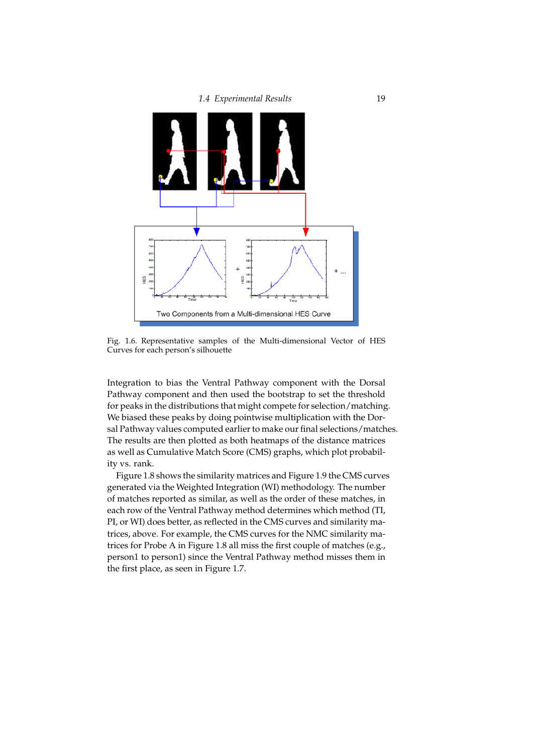Fig. 1.6. Representative samples of the Multi-dimensional Vector of HES Curves for each person's silhouette

Integration to bias the Ventral Pathway component with the Dorsal Pathway component and then used the bootstrap to set the threshold for peaks in the distributions that might compete for selection/matching. We biased these peaks by doing pointwise multiplication with the Dorsal Pathway values computed earlier to make our final selections/matches. The results are then plotted as both heatmaps of the distance matrices as well as Cumulative Match Score (CMS) graphs, which plot probability vs. rank.

Figure 1.8 shows the similarity matrices and Figure 1.9 the CMS curves generated via the Weighted Integration (WI) methodology. The number of matches reported as similar, as well as the order of these matches, in each row of the Ventral Pathway method determines which method (TI, PI, or WI) does better, as reflected in the CMS curves and similarity matrices, above. For example, the CMS curves for the NMC similarity matrices for Probe A in Figure 1.8 all miss the first couple of matches (e.g., person1 to person1) since the Ventral Pathway method misses them in the first place, as seen in Figure 1.7.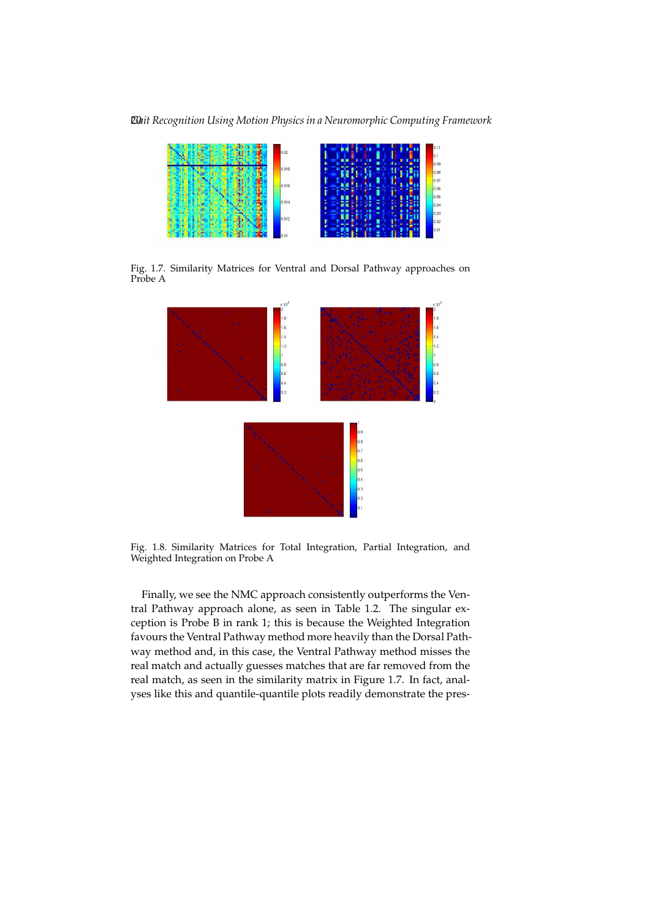Fig. 1.7. Similarity Matrices for Ventral and Dorsal Pathway approaches on Probe A

Fig. 1.8. Similarity Matrices for Total Integration, Partial Integration, and Weighted Integration on Probe A

Finally, we see the NMC approach consistently outperforms the Ventral Pathway approach alone, as seen in Table 1.2. The singular exception is Probe B in rank 1; this is because the Weighted Integration favours the Ventral Pathway method more heavily than the Dorsal Pathway method and, in this case, the Ventral Pathway method misses the real match and actually guesses matches that are far removed from the real match, as seen in the similarity matrix in Figure 1.7. In fact, analyses like this and quantile-quantile plots readily demonstrate the pres-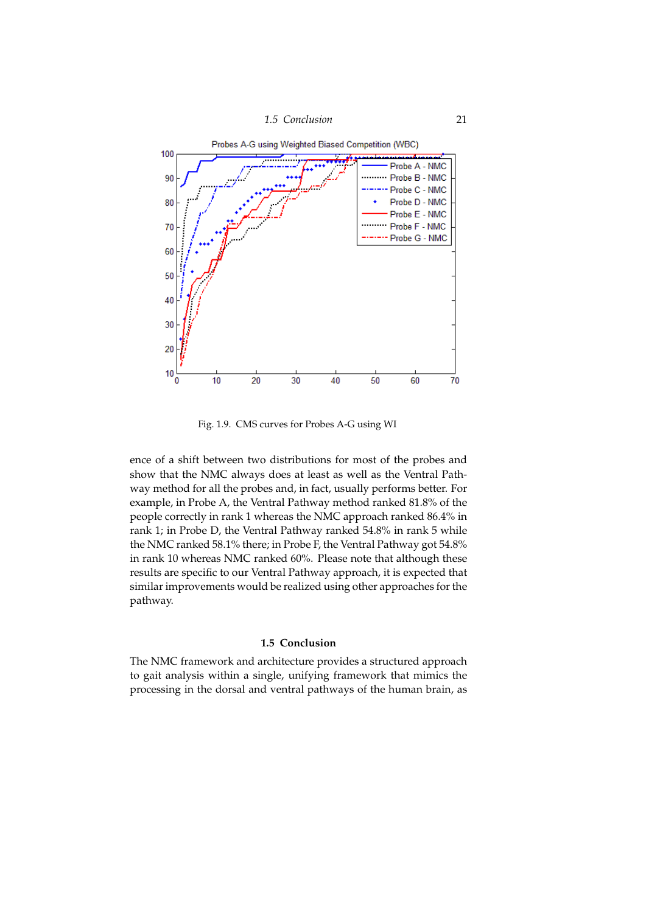Fig. 1.9. CMS curves for Probes A-G using WI

ence of a shift between two distributions for most of the probes and show that the NMC always does at least as well as the Ventral Pathway method for all the probes and, in fact, usually performs better. For example, in Probe A, the Ventral Pathway method ranked 81.8% of the people correctly in rank 1 whereas the NMC approach ranked 86.4% in rank 1; in Probe D, the Ventral Pathway ranked 54.8% in rank 5 while the NMC ranked 58.1% there; in Probe F, the Ventral Pathway got 54.8% in rank 10 whereas NMC ranked 60%. Please note that although these results are specific to our Ventral Pathway approach, it is expected that similar improvements would be realized using other approaches for the pathway.

## 1.5 Conclusion

The NMC framework and architecture provides a structured approach to gait analysis within a single, unifying framework that mimics the processing in the dorsal and ventral pathways of the human brain, as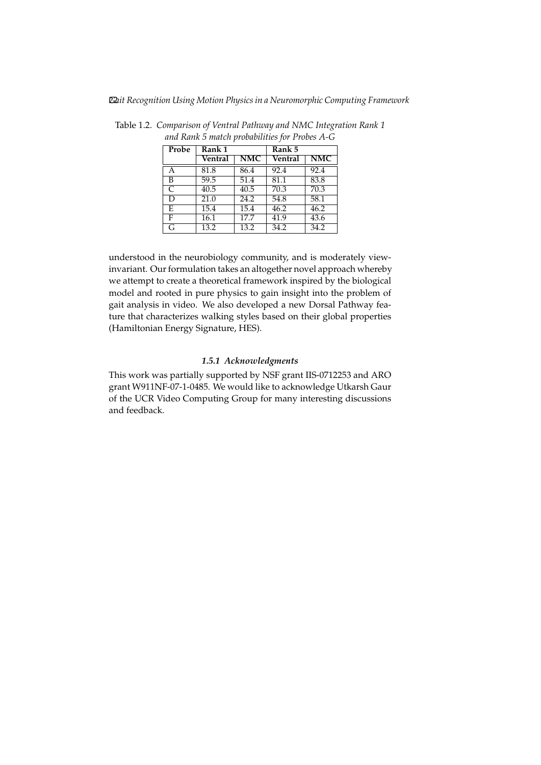Table 1.2. *Comparison of Ventral Pathway and NMC Integration Rank 1 and Rank 5 match probabilities for Probes A-G*

| Probe | Rank 1 | | Rank 5 | |
|---|---|---|---|---|
| | Ventral | NMC | Ventral | NMC |
| A | 81.8 | 86.4 | 92.4 | 92.4 |
| B | 59.5 | 51.4 | 81.1 | 83.8 |
| C | 40.5 | 40.5 | 70.3 | 70.3 |
| D | 21.0 | 24.2 | 54.8 | 58.1 |
| E | 15.4 | 15.4 | 46.2 | 46.2 |
| F | 16.1 | 17.7 | 41.9 | 43.6 |
| G | 13.2 | 13.2 | 34.2 | 34.2 |

understood in the neurobiology community, and is moderately view-invariant. Our formulation takes an altogether novel approach whereby we attempt to create a theoretical framework inspired by the biological model and rooted in pure physics to gain insight into the problem of gait analysis in video. We also developed a new Dorsal Pathway feature that characterizes walking styles based on their global properties (Hamiltonian Energy Signature, HES).

### 1.5.1 Acknowledgments

This work was partially supported by NSF grant IIS-0712253 and ARO grant W911NF-07-1-0485. We would like to acknowledge Utkarsh Gaur of the UCR Video Computing Group for many interesting discussions and feedback.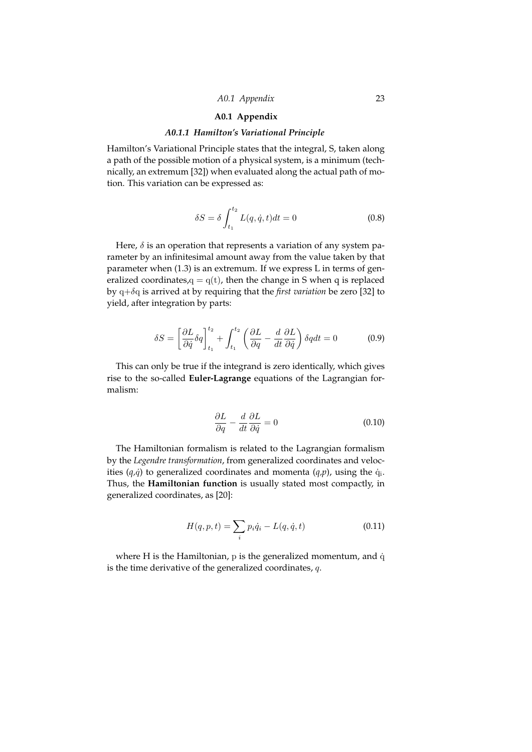## A0.1 Appendix

### *A0.1.1 Hamilton's Variational Principle*

Hamilton's Variational Principle states that the integral, S, taken along a path of the possible motion of a physical system, is a minimum (technically, an extremum [32]) when evaluated along the actual path of motion. This variation can be expressed as:

$$\delta S = \delta \int_{t_1}^{t_2} L(q, \dot{q}, t) dt = 0 \tag{0.8}$$

Here, $\delta$ is an operation that represents a variation of any system parameter by an infinitesimal amount away from the value taken by that parameter when (1.3) is an extremum. If we express L in terms of generalized coordinates, $q = q(t)$, then the change in S when q is replaced by $q+\delta q$ is arrived at by requiring that the *first variation* be zero [32] to yield, after integration by parts:

$$\delta S = \left[ \frac{\partial L}{\partial \dot{q}} \delta q \right]_{t_1}^{t_2} + \int_{t_1}^{t_2} \left( \frac{\partial L}{\partial q} - \frac{d}{dt} \frac{\partial L}{\partial \dot{q}} \right) \delta q dt = 0 \tag{0.9}$$

This can only be true if the integrand is zero identically, which gives rise to the so-called **Euler-Lagrange** equations of the Lagrangian formalism:

$$\frac{\partial L}{\partial q} - \frac{d}{dt} \frac{\partial L}{\partial \dot{q}} = 0 \tag{0.10}$$

The Hamiltonian formalism is related to the Lagrangian formalism by the *Legendre transformation*, from generalized coordinates and velocities ($q$,$\dot{q}$) to generalized coordinates and momenta ($q$,$p$), using the $\dot{q}_i$. Thus, the **Hamiltonian function** is usually stated most compactly, in generalized coordinates, as [20]:

$$H(q, p, t) = \sum_i p_i \dot{q}_i - L(q, \dot{q}, t) \tag{0.11}$$

where H is the Hamiltonian, $p$ is the generalized momentum, and $\dot{q}$ is the time derivative of the generalized coordinates, $q$.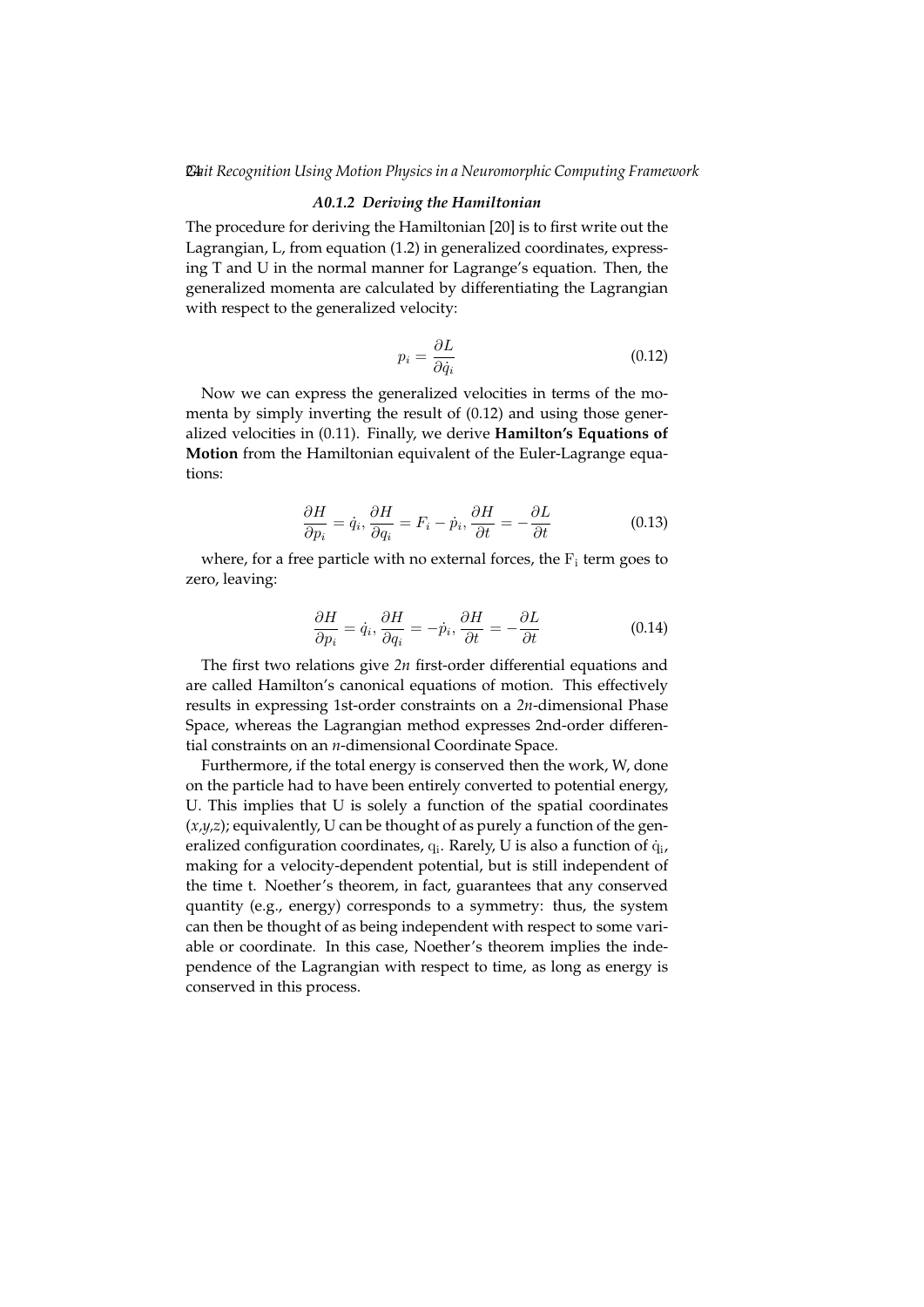### *A0.1.2 Deriving the Hamiltonian*

The procedure for deriving the Hamiltonian [20] is to first write out the Lagrangian, L, from equation (1.2) in generalized coordinates, expressing T and U in the normal manner for Lagrange's equation. Then, the generalized momenta are calculated by differentiating the Lagrangian with respect to the generalized velocity:

$$p_i = \frac{\partial L}{\partial \dot{q}_i} \tag{0.12}$$

Now we can express the generalized velocities in terms of the momenta by simply inverting the result of (0.12) and using those generalized velocities in (0.11). Finally, we derive **Hamilton's Equations of Motion** from the Hamiltonian equivalent of the Euler-Lagrange equations:

$$\frac{\partial H}{\partial p_i} = \dot{q}_i, \frac{\partial H}{\partial q_i} = F_i - \dot{p}_i, \frac{\partial H}{\partial t} = -\frac{\partial L}{\partial t} \tag{0.13}$$

where, for a free particle with no external forces, the $F_i$ term goes to zero, leaving:

$$\frac{\partial H}{\partial p_i} = \dot{q}_i, \frac{\partial H}{\partial q_i} = -\dot{p}_i, \frac{\partial H}{\partial t} = -\frac{\partial L}{\partial t} \tag{0.14}$$

The first two relations give *2n* first-order differential equations and are called Hamilton's canonical equations of motion. This effectively results in expressing 1st-order constraints on a *2n*-dimensional Phase Space, whereas the Lagrangian method expresses 2nd-order differential constraints on an *n*-dimensional Coordinate Space.

Furthermore, if the total energy is conserved then the work, W, done on the particle had to have been entirely converted to potential energy, U. This implies that U is solely a function of the spatial coordinates (*x,y,z*); equivalently, U can be thought of as purely a function of the generalized configuration coordinates, $q_i$. Rarely, U is also a function of $\dot{q}_i$, making for a velocity-dependent potential, but is still independent of the time t. Noether's theorem, in fact, guarantees that any conserved quantity (e.g., energy) corresponds to a symmetry: thus, the system can then be thought of as being independent with respect to some variable or coordinate. In this case, Noether's theorem implies the independence of the Lagrangian with respect to time, as long as energy is conserved in this process.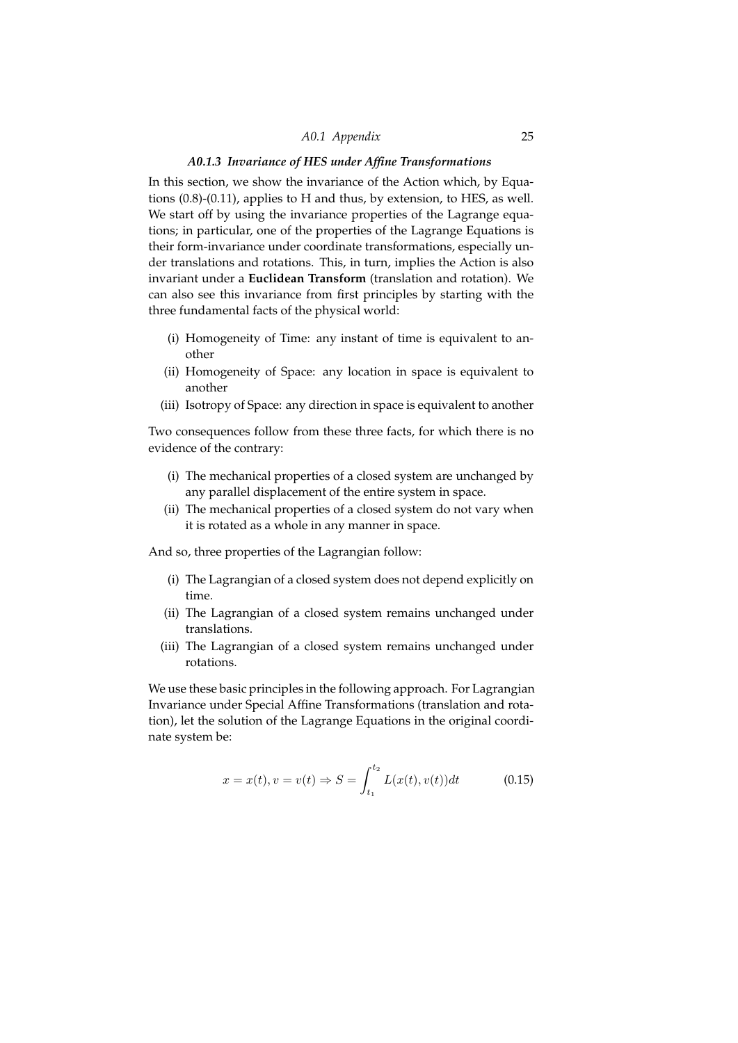### *A0.1.3 Invariance of HES under Affine Transformations*

In this section, we show the invariance of the Action which, by Equations (0.8)-(0.11), applies to H and thus, by extension, to HES, as well. We start off by using the invariance properties of the Lagrange equations; in particular, one of the properties of the Lagrange Equations is their form-invariance under coordinate transformations, especially under translations and rotations. This, in turn, implies the Action is also invariant under a **Euclidean Transform** (translation and rotation). We can also see this invariance from first principles by starting with the three fundamental facts of the physical world:

- (i) Homogeneity of Time: any instant of time is equivalent to another
- (ii) Homogeneity of Space: any location in space is equivalent to another
- (iii) Isotropy of Space: any direction in space is equivalent to another

Two consequences follow from these three facts, for which there is no evidence of the contrary:

- (i) The mechanical properties of a closed system are unchanged by any parallel displacement of the entire system in space.
- (ii) The mechanical properties of a closed system do not vary when it is rotated as a whole in any manner in space.

And so, three properties of the Lagrangian follow:

- (i) The Lagrangian of a closed system does not depend explicitly on time.
- (ii) The Lagrangian of a closed system remains unchanged under translations.
- (iii) The Lagrangian of a closed system remains unchanged under rotations.

We use these basic principles in the following approach. For Lagrangian Invariance under Special Affine Transformations (translation and rotation), let the solution of the Lagrange Equations in the original coordinate system be:

$$x = x(t), v = v(t) \Rightarrow S = \int_{t_1}^{t_2} L(x(t), v(t))dt \tag{0.15}$$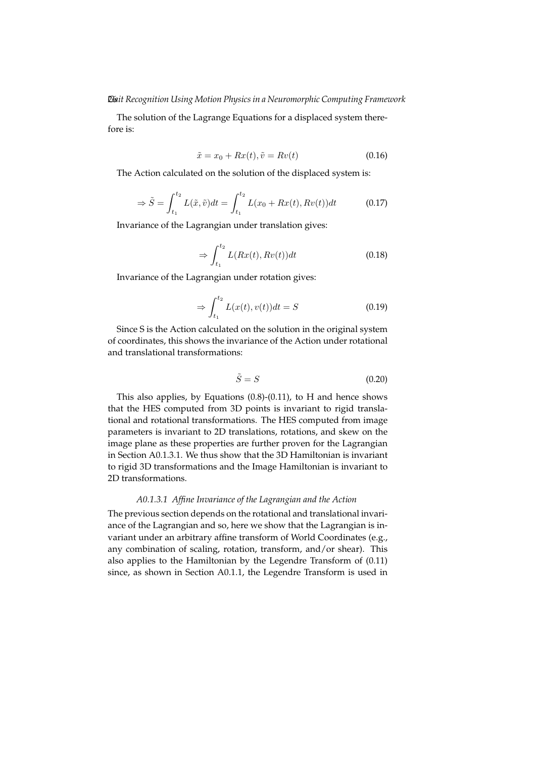The solution of the Lagrange Equations for a displaced system therefore is:

$$\tilde{x} = x_0 + Rx(t), \tilde{v} = Rv(t) \tag{0.16}$$

The Action calculated on the solution of the displaced system is:

$$\Rightarrow \tilde{S} = \int_{t_1}^{t_2} L(\tilde{x}, \tilde{v})dt = \int_{t_1}^{t_2} L(x_0 + Rx(t), Rv(t))dt \tag{0.17}$$

Invariance of the Lagrangian under translation gives:

$$\Rightarrow \int_{t_1}^{t_2} L(Rx(t), Rv(t))dt \tag{0.18}$$

Invariance of the Lagrangian under rotation gives:

$$\Rightarrow \int_{t_1}^{t_2} L(x(t), v(t))dt = S \tag{0.19}$$

Since S is the Action calculated on the solution in the original system of coordinates, this shows the invariance of the Action under rotational and translational transformations:

$$\tilde{S} = S \tag{0.20}$$

This also applies, by Equations (0.8)-(0.11), to H and hence shows that the HES computed from 3D points is invariant to rigid translational and rotational transformations. The HES computed from image parameters is invariant to 2D translations, rotations, and skew on the image plane as these properties are further proven for the Lagrangian in Section A0.1.3.1. We thus show that the 3D Hamiltonian is invariant to rigid 3D transformations and the Image Hamiltonian is invariant to 2D transformations.

#### *A0.1.3.1 Affine Invariance of the Lagrangian and the Action*

The previous section depends on the rotational and translational invariance of the Lagrangian and so, here we show that the Lagrangian is invariant under an arbitrary affine transform of World Coordinates (e.g., any combination of scaling, rotation, transform, and/or shear). This also applies to the Hamiltonian by the Legendre Transform of (0.11) since, as shown in Section A0.1.1, the Legendre Transform is used in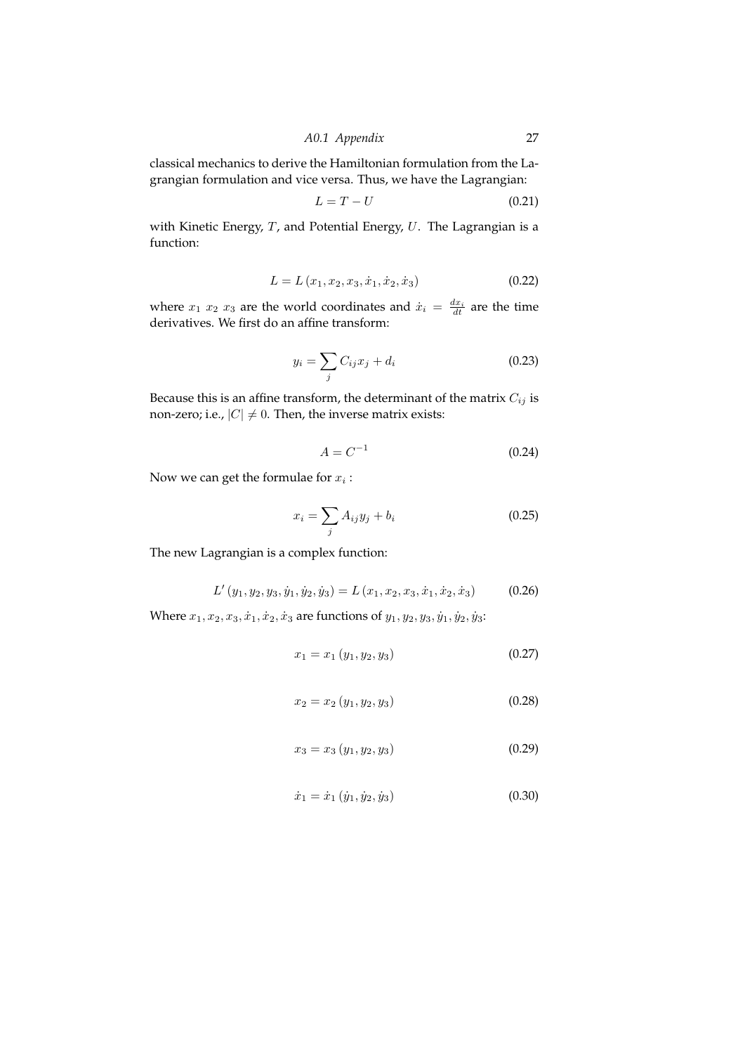classical mechanics to derive the Hamiltonian formulation from the Lagrangian formulation and vice versa. Thus, we have the Lagrangian:

$$L = T - U \tag{0.21}$$

with Kinetic Energy, $T$, and Potential Energy, $U$. The Lagrangian is a function:

$$L = L\left(x_1, x_2, x_3, \dot{x}_1, \dot{x}_2, \dot{x}_3\right) \tag{0.22}$$

where $x_1$ $x_2$ $x_3$ are the world coordinates and $\dot{x}_i = \frac{dx_i}{dt}$ are the time derivatives. We first do an affine transform:

$$y_i = \sum_j C_{ij} x_j + d_i \tag{0.23}$$

Because this is an affine transform, the determinant of the matrix $C_{ij}$ is non-zero; i.e., $|C| \neq 0$. Then, the inverse matrix exists:

$$A = C^{-1} \tag{0.24}$$

Now we can get the formulae for $x_i$ :

$$x_i = \sum_j A_{ij} y_j + b_i \tag{0.25}$$

The new Lagrangian is a complex function:

$$L'\left(y_1, y_2, y_3, \dot{y}_1, \dot{y}_2, \dot{y}_3\right) = L\left(x_1, x_2, x_3, \dot{x}_1, \dot{x}_2, \dot{x}_3\right) \tag{0.26}$$

Where $x_1, x_2, x_3, \dot{x}_1, \dot{x}_2, \dot{x}_3$ are functions of $y_1, y_2, y_3, \dot{y}_1, \dot{y}_2, \dot{y}_3$:

$$x_1 = x_1\left(y_1, y_2, y_3\right) \tag{0.27}$$

$$x_2 = x_2\left(y_1, y_2, y_3\right) \tag{0.28}$$

$$x_3 = x_3\left(y_1, y_2, y_3\right) \tag{0.29}$$

$$\dot{x}_1 = \dot{x}_1\left(\dot{y}_1, \dot{y}_2, \dot{y}_3\right) \tag{0.30}$$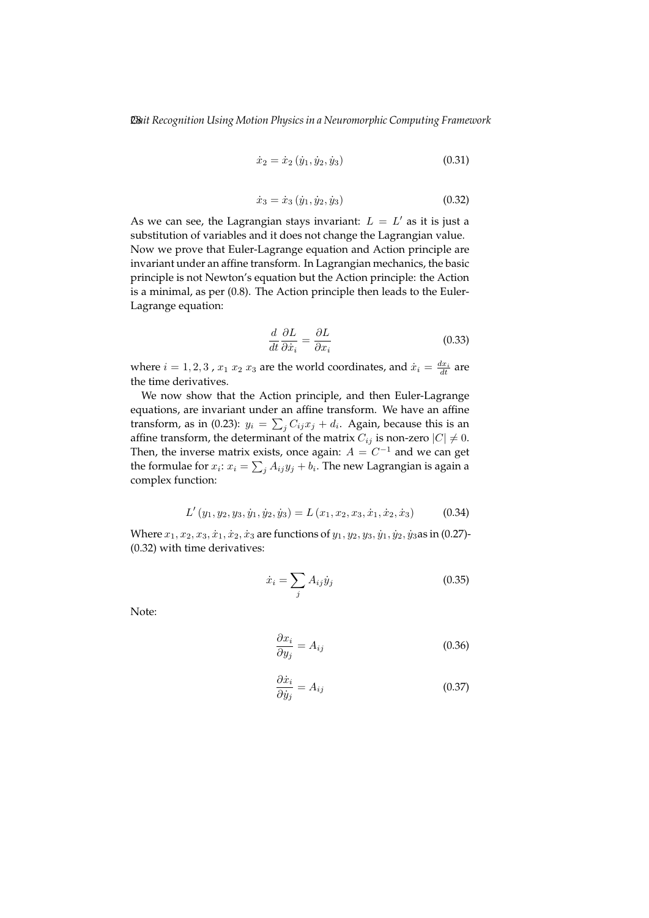$$\dot{x}_2 = \dot{x}_2 \left( \dot{y}_1, \dot{y}_2, \dot{y}_3 \right) \tag{0.31}$$

$$\dot{x}_3 = \dot{x}_3 \left( \dot{y}_1, \dot{y}_2, \dot{y}_3 \right) \tag{0.32}$$

As we can see, the Lagrangian stays invariant: $L = L'$ as it is just a substitution of variables and it does not change the Lagrangian value. Now we prove that Euler-Lagrange equation and Action principle are invariant under an affine transform. In Lagrangian mechanics, the basic principle is not Newton's equation but the Action principle: the Action is a minimal, as per (0.8). The Action principle then leads to the Euler-Lagrange equation:

$$\frac{d}{dt} \frac{\partial L}{\partial \dot{x}_i} = \frac{\partial L}{\partial x_i} \tag{0.33}$$

where $i = 1, 2, 3$ , $x_1$ $x_2$ $x_3$ are the world coordinates, and $\dot{x}_i = \frac{dx_i}{dt}$ are the time derivatives.

We now show that the Action principle, and then Euler-Lagrange equations, are invariant under an affine transform. We have an affine transform, as in (0.23): $y_i = \sum_j C_{ij} x_j + d_i$. Again, because this is an affine transform, the determinant of the matrix $C_{ij}$ is non-zero $|C| \neq 0$. Then, the inverse matrix exists, once again: $A = C^{-1}$ and we can get the formulae for $x_i$: $x_i = \sum_j A_{ij} y_j + b_i$. The new Lagrangian is again a complex function:

$$L' \left( y_1, y_2, y_3, \dot{y}_1, \dot{y}_2, \dot{y}_3 \right) = L \left( x_1, x_2, x_3, \dot{x}_1, \dot{x}_2, \dot{x}_3 \right) \tag{0.34}$$

Where $x_1, x_2, x_3, \dot{x}_1, \dot{x}_2, \dot{x}_3$ are functions of $y_1, y_2, y_3, \dot{y}_1, \dot{y}_2, \dot{y}_3$as in (0.27)-(0.32) with time derivatives:

$$\dot{x}_i = \sum_j A_{ij} \dot{y}_j \tag{0.35}$$

Note:

$$\frac{\partial x_i}{\partial y_j} = A_{ij} \tag{0.36}$$

$$\frac{\partial \dot{x}_i}{\partial \dot{y}_j} = A_{ij} \tag{0.37}$$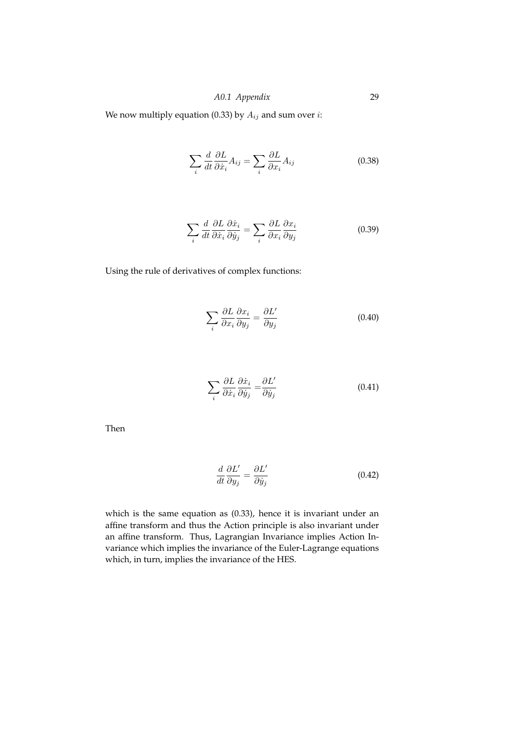We now multiply equation (0.33) by $A_{ij}$ and sum over $i$:

$$\sum_i \frac{d}{dt}\frac{\partial L}{\partial \dot{x}_i}A_{ij} = \sum_i \frac{\partial L}{\partial x_i}A_{ij} \tag{0.38}$$

$$\sum_i \frac{d}{dt}\frac{\partial L}{\partial \dot{x}_i}\frac{\partial \dot{x}_i}{\partial \dot{y}_j} = \sum_i \frac{\partial L}{\partial x_i}\frac{\partial x_i}{\partial y_j} \tag{0.39}$$

Using the rule of derivatives of complex functions:

$$\sum_i \frac{\partial L}{\partial x_i}\frac{\partial x_i}{\partial y_j} = \frac{\partial L'}{\partial y_j} \tag{0.40}$$

$$\sum_i \frac{\partial L}{\partial \dot{x}_i}\frac{\partial \dot{x}_i}{\partial \dot{y}_j} = \frac{\partial L'}{\partial \dot{y}_j} \tag{0.41}$$

Then

$$\frac{d}{dt}\frac{\partial L'}{\partial y_j} = \frac{\partial L'}{\partial \dot{y}_j} \tag{0.42}$$

which is the same equation as (0.33), hence it is invariant under an affine transform and thus the Action principle is also invariant under an affine transform. Thus, Lagrangian Invariance implies Action Invariance which implies the invariance of the Euler-Lagrange equations which, in turn, implies the invariance of the HES.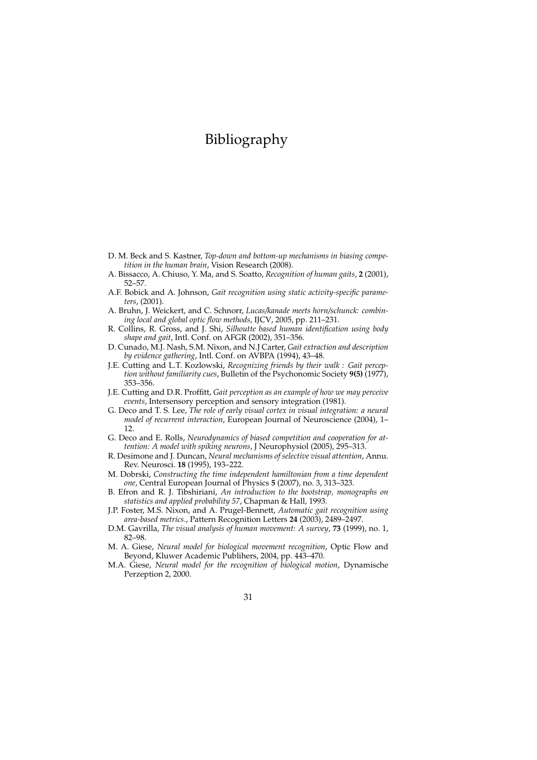# Bibliography

D. M. Beck and S. Kastner, *Top-down and bottom-up mechanisms in biasing competition in the human brain*, Vision Research (2008).

A. Bissacco, A. Chiuso, Y. Ma, and S. Soatto, *Recognition of human gaits*, **2** (2001), 52–57.

A.F. Bobick and A. Johnson, *Gait recognition using static activity-specific parameters*, (2001).

A. Bruhn, J. Weickert, and C. Schnorr, *Lucas/kanade meets horn/schunck: combining local and global optic flow methods*, IJCV, 2005, pp. 211–231.

R. Collins, R. Gross, and J. Shi, *Silhoutte based human identification using body shape and gait*, Intl. Conf. on AFGR (2002), 351–356.

D. Cunado, M.J. Nash, S.M. Nixon, and N.J Carter, *Gait extraction and description by evidence gathering*, Intl. Conf. on AVBPA (1994), 43–48.

J.E. Cutting and L.T. Kozlowski, *Recognizing friends by their walk : Gait perception without familiarity cues*, Bulletin of the Psychonomic Society **9(5)** (1977), 353–356.

J.E. Cutting and D.R. Proffitt, *Gait perception as an example of how we may perceive events*, Intersensory perception and sensory integration (1981).

G. Deco and T. S. Lee, *The role of early visual cortex in visual integration: a neural model of recurrent interaction*, European Journal of Neuroscience (2004), 1–12.

G. Deco and E. Rolls, *Neurodynamics of biased competition and cooperation for attention: A model with spiking neurons*, J Neurophysiol (2005), 295–313.

R. Desimone and J. Duncan, *Neural mechanisms of selective visual attention*, Annu. Rev. Neurosci. **18** (1995), 193–222.

M. Dobrski, *Constructing the time independent hamiltonian from a time dependent one*, Central European Journal of Physics **5** (2007), no. 3, 313–323.

B. Efron and R. J. Tibshiriani, *An introduction to the bootstrap, monographs on statistics and applied probability 57*, Chapman & Hall, 1993.

J.P. Foster, M.S. Nixon, and A. Prugel-Bennett, *Automatic gait recognition using area-based metrics.*, Pattern Recognition Letters **24** (2003), 2489–2497.

D.M. Gavrilla, *The visual analysis of human movement: A survey*, **73** (1999), no. 1, 82–98.

M. A. Giese, *Neural model for biological movement recognition*, Optic Flow and Beyond, Kluwer Academic Publihers, 2004, pp. 443–470.

M.A. Giese, *Neural model for the recognition of biological motion*, Dynamische Perzeption 2, 2000.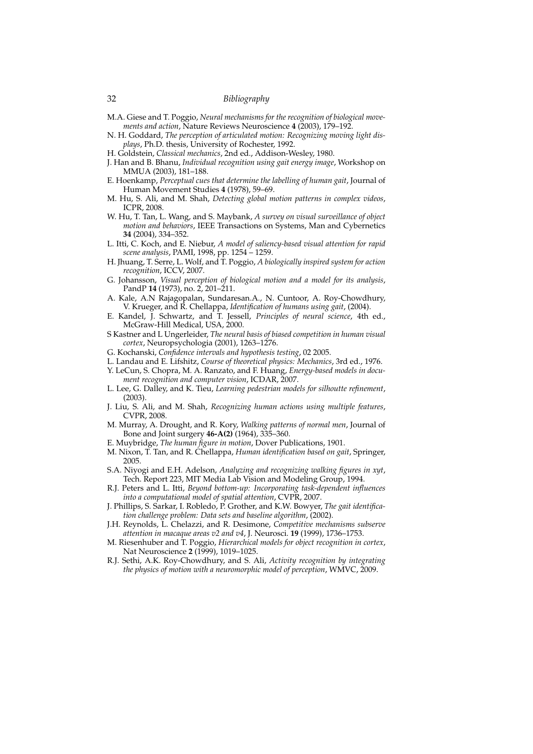M.A. Giese and T. Poggio, *Neural mechanisms for the recognition of biological movements and action*, Nature Reviews Neuroscience **4** (2003), 179–192.

N. H. Goddard, *The perception of articulated motion: Recognizing moving light displays*, Ph.D. thesis, University of Rochester, 1992.

H. Goldstein, *Classical mechanics*, 2nd ed., Addison-Wesley, 1980.

J. Han and B. Bhanu, *Individual recognition using gait energy image*, Workshop on MMUA (2003), 181–188.

E. Hoenkamp, *Perceptual cues that determine the labelling of human gait*, Journal of Human Movement Studies **4** (1978), 59–69.

M. Hu, S. Ali, and M. Shah, *Detecting global motion patterns in complex videos*, ICPR, 2008.

W. Hu, T. Tan, L. Wang, and S. Maybank, *A survey on visual surveillance of object motion and behaviors*, IEEE Transactions on Systems, Man and Cybernetics **34** (2004), 334–352.

L. Itti, C. Koch, and E. Niebur, *A model of saliency-based visual attention for rapid scene analysis*, PAMI, 1998, pp. 1254 – 1259.

H. Jhuang, T. Serre, L. Wolf, and T. Poggio, *A biologically inspired system for action recognition*, ICCV, 2007.

G. Johansson, *Visual perception of biological motion and a model for its analysis*, PandP **14** (1973), no. 2, 201–211.

A. Kale, A.N Rajagopalan, Sundaresan.A., N. Cuntoor, A. Roy-Chowdhury, V. Krueger, and R. Chellappa, *Identification of humans using gait*, (2004).

E. Kandel, J. Schwartz, and T. Jessell, *Principles of neural science*, 4th ed., McGraw-Hill Medical, USA, 2000.

S Kastner and L Ungerleider, *The neural basis of biased competition in human visual cortex*, Neuropsychologia (2001), 1263–1276.

G. Kochanski, *Confidence intervals and hypothesis testing*, 02 2005.

L. Landau and E. Lifshitz, *Course of theoretical physics: Mechanics*, 3rd ed., 1976.

Y. LeCun, S. Chopra, M. A. Ranzato, and F. Huang, *Energy-based models in document recognition and computer vision*, ICDAR, 2007.

L. Lee, G. Dalley, and K. Tieu, *Learning pedestrian models for silhoutte refinement*, (2003).

J. Liu, S. Ali, and M. Shah, *Recognizing human actions using multiple features*, CVPR, 2008.

M. Murray, A. Drought, and R. Kory, *Walking patterns of normal men*, Journal of Bone and Joint surgery **46-A(2)** (1964), 335–360.

E. Muybridge, *The human figure in motion*, Dover Publications, 1901.

M. Nixon, T. Tan, and R. Chellappa, *Human identification based on gait*, Springer, 2005.

S.A. Niyogi and E.H. Adelson, *Analyzing and recognizing walking figures in xyt*, Tech. Report 223, MIT Media Lab Vision and Modeling Group, 1994.

R.J. Peters and L. Itti, *Beyond bottom-up: Incorporating task-dependent influences into a computational model of spatial attention*, CVPR, 2007.

J. Phillips, S. Sarkar, I. Robledo, P. Grother, and K.W. Bowyer, *The gait identification challenge problem: Data sets and baseline algorithm*, (2002).

J.H. Reynolds, L. Chelazzi, and R. Desimone, *Competitive mechanisms subserve attention in macaque areas v2 and v4*, J. Neurosci. **19** (1999), 1736–1753.

M. Riesenhuber and T. Poggio, *Hierarchical models for object recognition in cortex*, Nat Neuroscience **2** (1999), 1019–1025.

R.J. Sethi, A.K. Roy-Chowdhury, and S. Ali, *Activity recognition by integrating the physics of motion with a neuromorphic model of perception*, WMVC, 2009.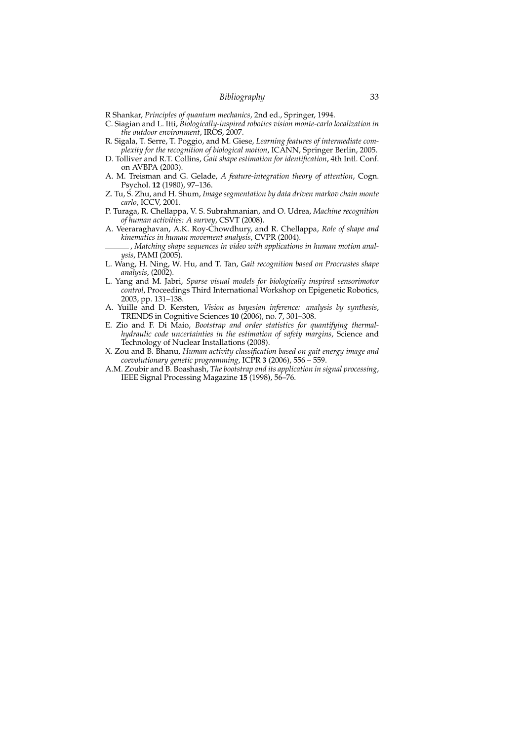R Shankar, *Principles of quantum mechanics*, 2nd ed., Springer, 1994.

C. Siagian and L. Itti, *Biologically-inspired robotics vision monte-carlo localization in the outdoor environment*, IROS, 2007.

R. Sigala, T. Serre, T. Poggio, and M. Giese, *Learning features of intermediate complexity for the recognition of biological motion*, ICANN, Springer Berlin, 2005.

D. Tolliver and R.T. Collins, *Gait shape estimation for identification*, 4th Intl. Conf. on AVBPA (2003).

A. M. Treisman and G. Gelade, *A feature-integration theory of attention*, Cogn. Psychol. **12** (1980), 97–136.

Z. Tu, S. Zhu, and H. Shum, *Image segmentation by data driven markov chain monte carlo*, ICCV, 2001.

P. Turaga, R. Chellappa, V. S. Subrahmanian, and O. Udrea, *Machine recognition of human activities: A survey*, CSVT (2008).

A. Veeraraghavan, A.K. Roy-Chowdhury, and R. Chellappa, *Role of shape and kinematics in human movement analysis*, CVPR (2004).

______, *Matching shape sequences in video with applications in human motion analysis*, PAMI (2005).

L. Wang, H. Ning, W. Hu, and T. Tan, *Gait recognition based on Procrustes shape analysis*, (2002).

L. Yang and M. Jabri, *Sparse visual models for biologically inspired sensorimotor control*, Proceedings Third International Workshop on Epigenetic Robotics, 2003, pp. 131–138.

A. Yuille and D. Kersten, *Vision as bayesian inference: analysis by synthesis*, TRENDS in Cognitive Sciences **10** (2006), no. 7, 301–308.

E. Zio and F. Di Maio, *Bootstrap and order statistics for quantifying thermal-hydraulic code uncertainties in the estimation of safety margins*, Science and Technology of Nuclear Installations (2008).

X. Zou and B. Bhanu, *Human activity classification based on gait energy image and coevolutionary genetic programming*, ICPR **3** (2006), 556 – 559.

A.M. Zoubir and B. Boashash, *The bootstrap and its application in signal processing*, IEEE Signal Processing Magazine **15** (1998), 56–76.